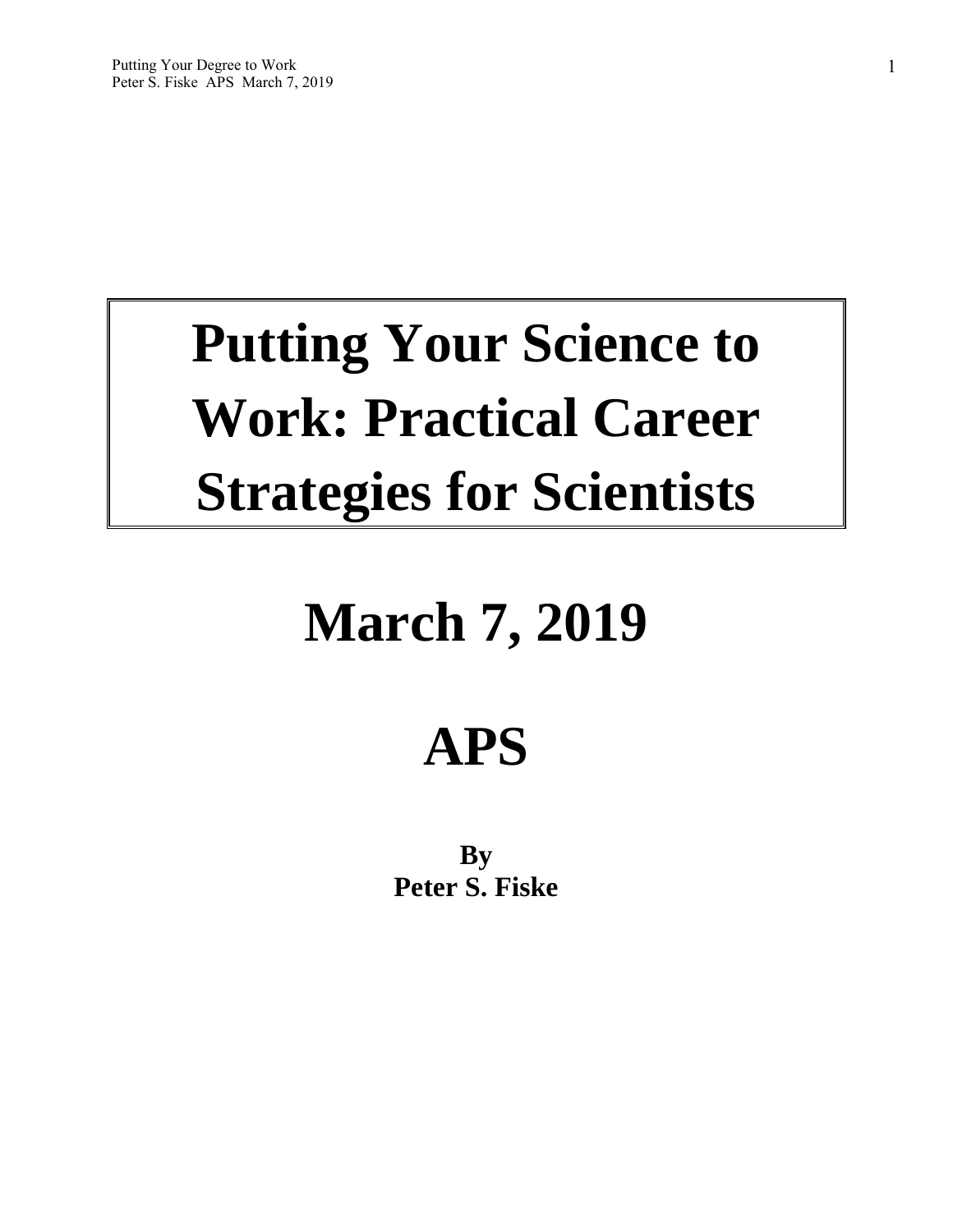# Putting Your Science to Work: Practical Career Strategies for Scientists

# March 7, 2019

# APS

**By**
**Peter S. Fiske**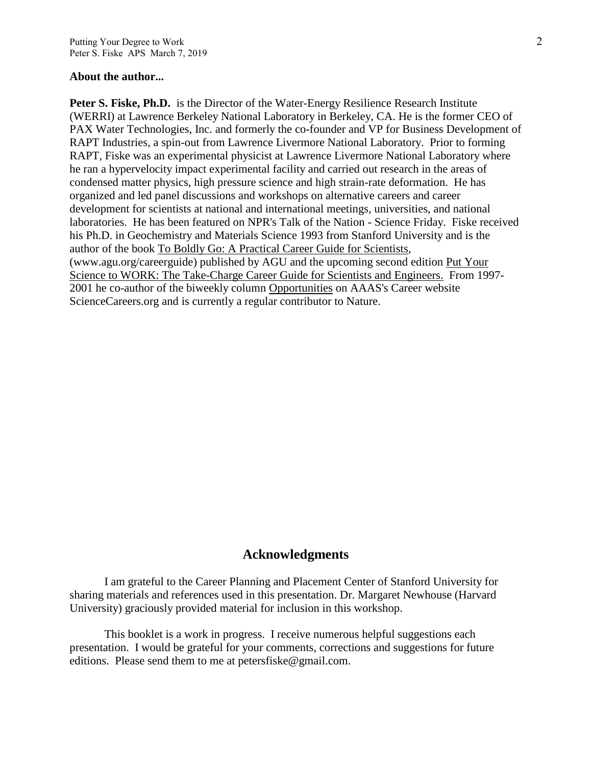**About the author...**

**Peter S. Fiske, Ph.D.** is the Director of the Water-Energy Resilience Research Institute (WERRI) at Lawrence Berkeley National Laboratory in Berkeley, CA. He is the former CEO of PAX Water Technologies, Inc. and formerly the co-founder and VP for Business Development of RAPT Industries, a spin-out from Lawrence Livermore National Laboratory. Prior to forming RAPT, Fiske was an experimental physicist at Lawrence Livermore National Laboratory where he ran a hypervelocity impact experimental facility and carried out research in the areas of condensed matter physics, high pressure science and high strain-rate deformation. He has organized and led panel discussions and workshops on alternative careers and career development for scientists at national and international meetings, universities, and national laboratories. He has been featured on NPR's Talk of the Nation - Science Friday. Fiske received his Ph.D. in Geochemistry and Materials Science 1993 from Stanford University and is the author of the book To Boldly Go: A Practical Career Guide for Scientists, (www.agu.org/careerguide) published by AGU and the upcoming second edition Put Your Science to WORK: The Take-Charge Career Guide for Scientists and Engineers. From 1997-2001 he co-author of the biweekly column Opportunities on AAAS's Career website ScienceCareers.org and is currently a regular contributor to Nature.

## Acknowledgments

I am grateful to the Career Planning and Placement Center of Stanford University for sharing materials and references used in this presentation. Dr. Margaret Newhouse (Harvard University) graciously provided material for inclusion in this workshop.

This booklet is a work in progress. I receive numerous helpful suggestions each presentation. I would be grateful for your comments, corrections and suggestions for future editions. Please send them to me at petersfiske@gmail.com.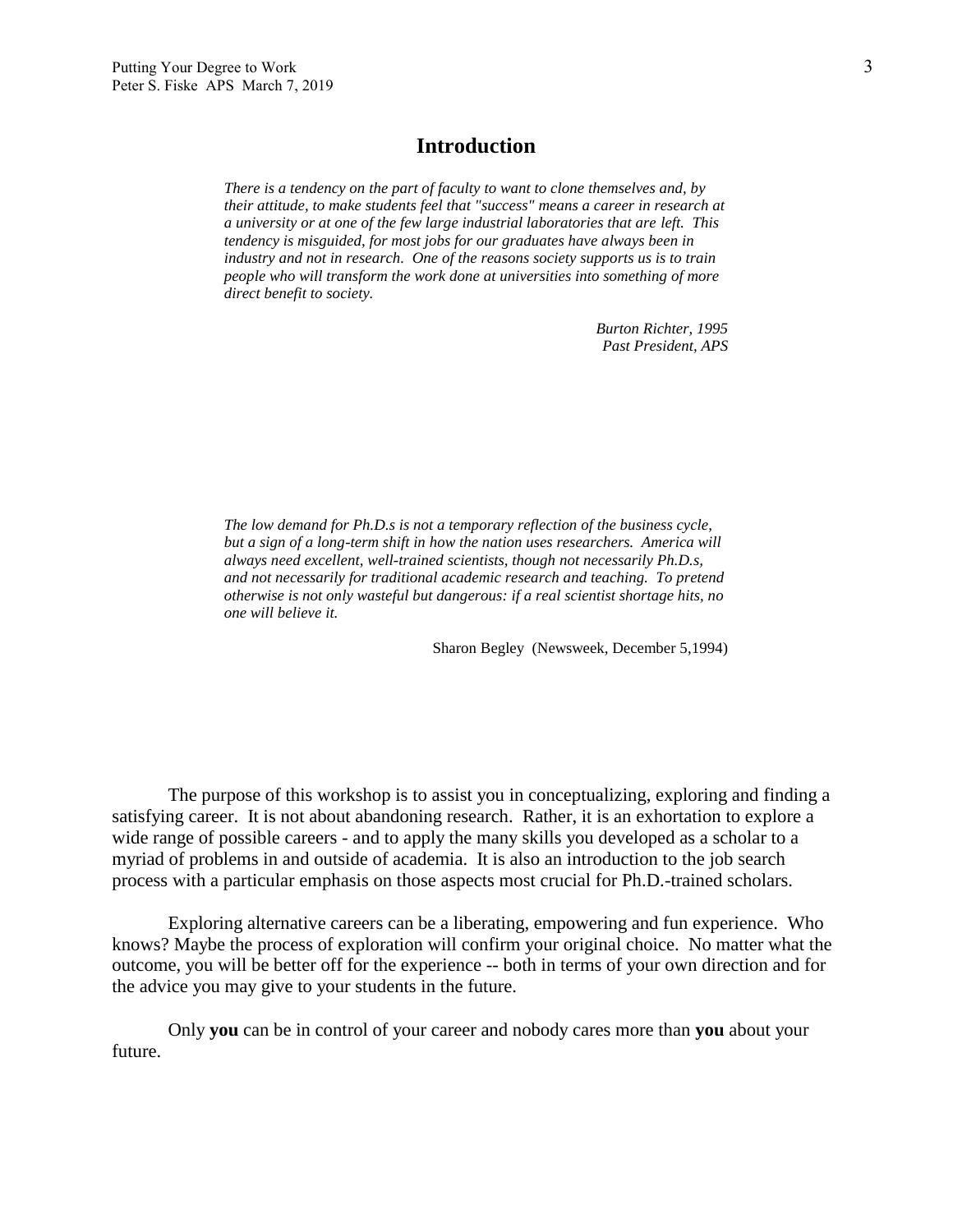## Introduction

> *There is a tendency on the part of faculty to want to clone themselves and, by their attitude, to make students feel that "success" means a career in research at a university or at one of the few large industrial laboratories that are left. This tendency is misguided, for most jobs for our graduates have always been in industry and not in research. One of the reasons society supports us is to train people who will transform the work done at universities into something of more direct benefit to society.*
>
> *Burton Richter, 1995*
> *Past President, APS*

> *The low demand for Ph.D.s is not a temporary reflection of the business cycle, but a sign of a long-term shift in how the nation uses researchers. America will always need excellent, well-trained scientists, though not necessarily Ph.D.s, and not necessarily for traditional academic research and teaching. To pretend otherwise is not only wasteful but dangerous: if a real scientist shortage hits, no one will believe it.*
>
> Sharon Begley (Newsweek, December 5,1994)

The purpose of this workshop is to assist you in conceptualizing, exploring and finding a satisfying career. It is not about abandoning research. Rather, it is an exhortation to explore a wide range of possible careers - and to apply the many skills you developed as a scholar to a myriad of problems in and outside of academia. It is also an introduction to the job search process with a particular emphasis on those aspects most crucial for Ph.D.-trained scholars.

Exploring alternative careers can be a liberating, empowering and fun experience. Who knows? Maybe the process of exploration will confirm your original choice. No matter what the outcome, you will be better off for the experience -- both in terms of your own direction and for the advice you may give to your students in the future.

Only **you** can be in control of your career and nobody cares more than **you** about your future.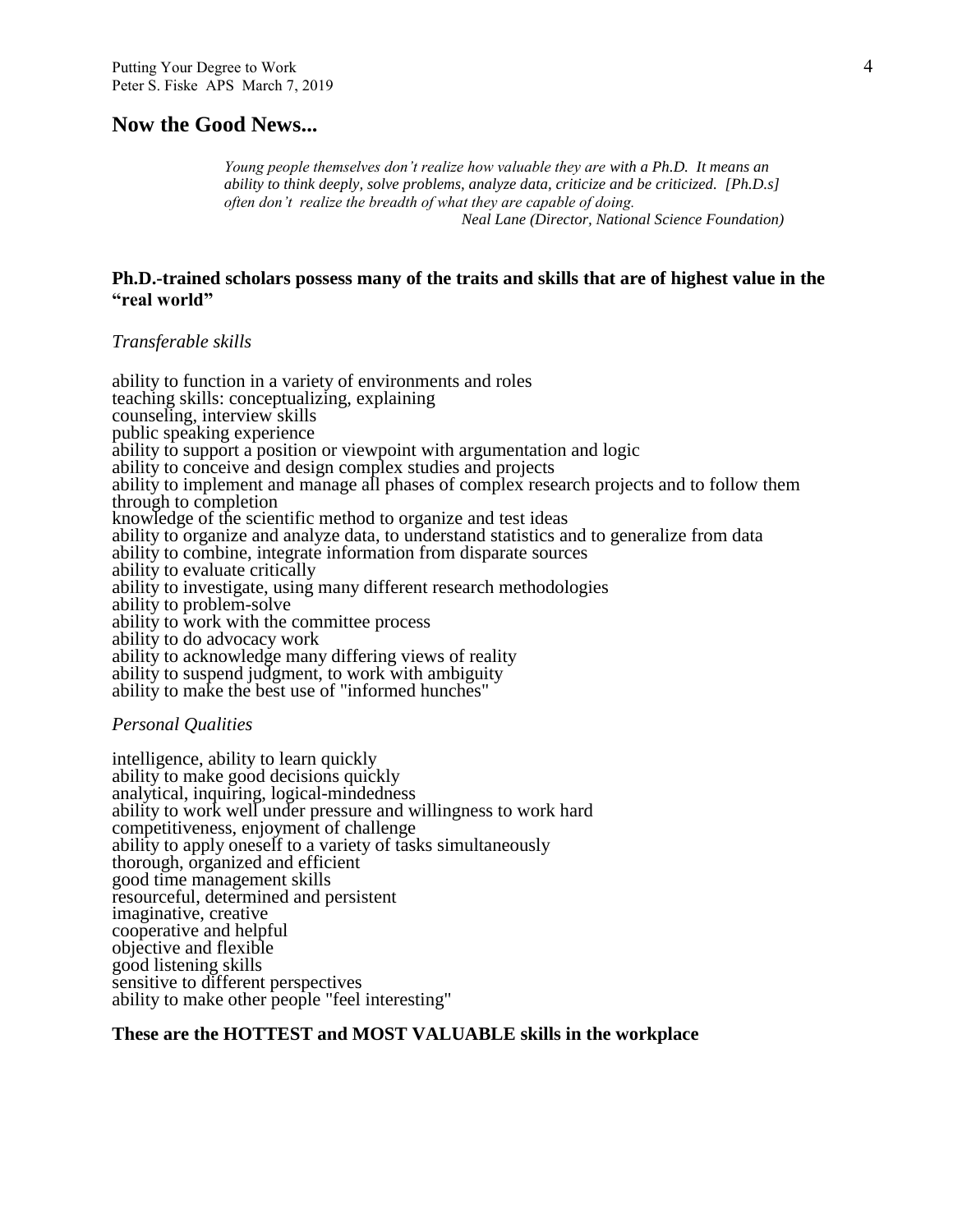## Now the Good News...

> *Young people themselves don't realize how valuable they are with a Ph.D. It means an ability to think deeply, solve problems, analyze data, criticize and be criticized. [Ph.D.s] often don't realize the breadth of what they are capable of doing.*
>
> *Neal Lane (Director, National Science Foundation)*

**Ph.D.-trained scholars possess many of the traits and skills that are of highest value in the "real world"**

*Transferable skills*

ability to function in a variety of environments and roles
teaching skills: conceptualizing, explaining
counseling, interview skills
public speaking experience
ability to support a position or viewpoint with argumentation and logic
ability to conceive and design complex studies and projects
ability to implement and manage all phases of complex research projects and to follow them through to completion
knowledge of the scientific method to organize and test ideas
ability to organize and analyze data, to understand statistics and to generalize from data
ability to combine, integrate information from disparate sources
ability to evaluate critically
ability to investigate, using many different research methodologies
ability to problem-solve
ability to work with the committee process
ability to do advocacy work
ability to acknowledge many differing views of reality
ability to suspend judgment, to work with ambiguity
ability to make the best use of "informed hunches"

*Personal Qualities*

intelligence, ability to learn quickly
ability to make good decisions quickly
analytical, inquiring, logical-mindedness
ability to work well under pressure and willingness to work hard
competitiveness, enjoyment of challenge
ability to apply oneself to a variety of tasks simultaneously
thorough, organized and efficient
good time management skills
resourceful, determined and persistent
imaginative, creative
cooperative and helpful
objective and flexible
good listening skills
sensitive to different perspectives
ability to make other people "feel interesting"

**These are the HOTTEST and MOST VALUABLE skills in the workplace**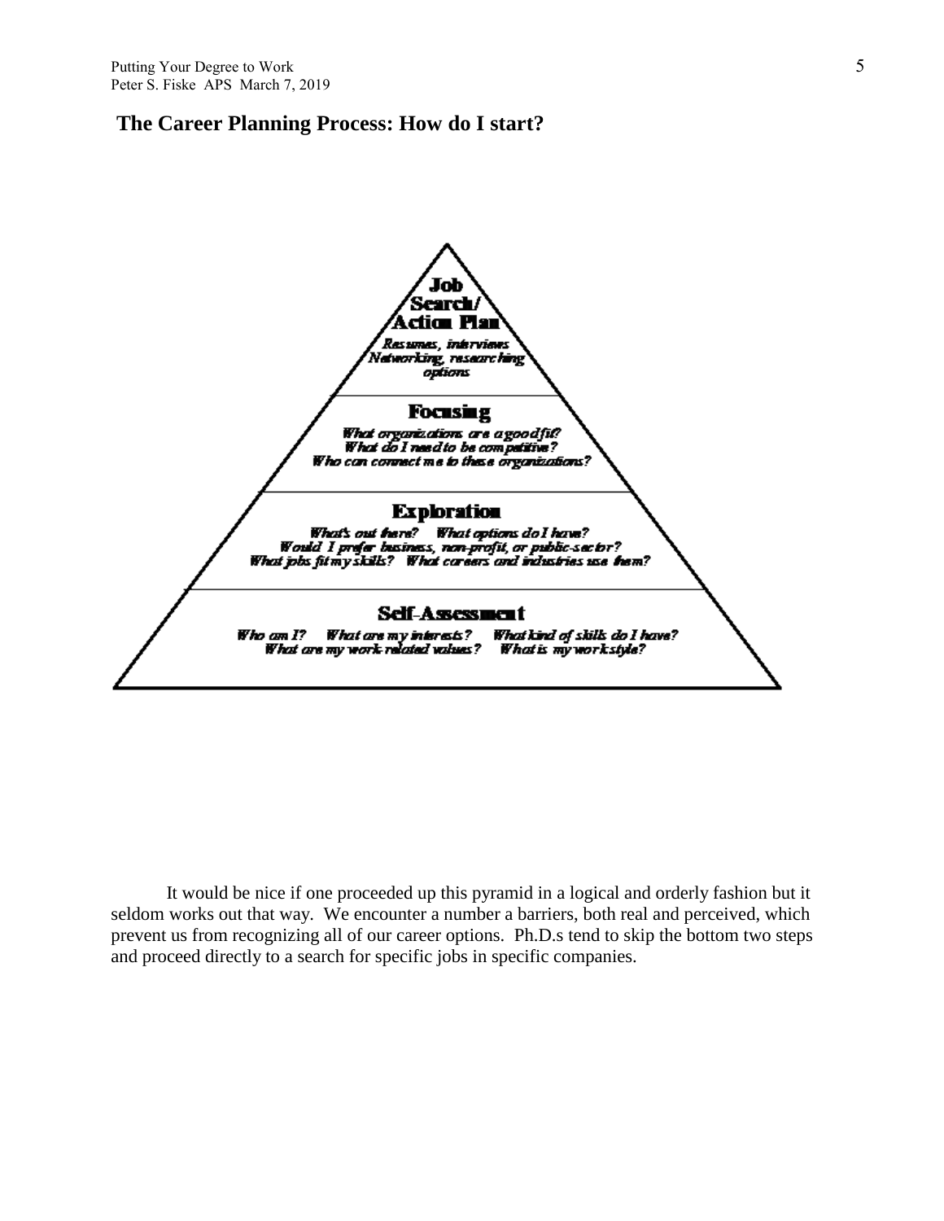## The Career Planning Process: How do I start?

**Job Search/ Action Plan**

*Resumes, interviews Networking, researching options*

**Focusing**

*What organizations are a good fit? What do I need to be competitive? Who can connect me to these organizations?*

**Exploration**

*What's out there? What options do I have? Would I prefer business, non-profit, or public-sector? What jobs fit my skills? What careers and industries use them?*

**Self-Assessment**

*Who am I? What are my interests? What kind of skills do I have? What are my work-related values? What is my workstyle?*

It would be nice if one proceeded up this pyramid in a logical and orderly fashion but it seldom works out that way. We encounter a number a barriers, both real and perceived, which prevent us from recognizing all of our career options. Ph.D.s tend to skip the bottom two steps and proceed directly to a search for specific jobs in specific companies.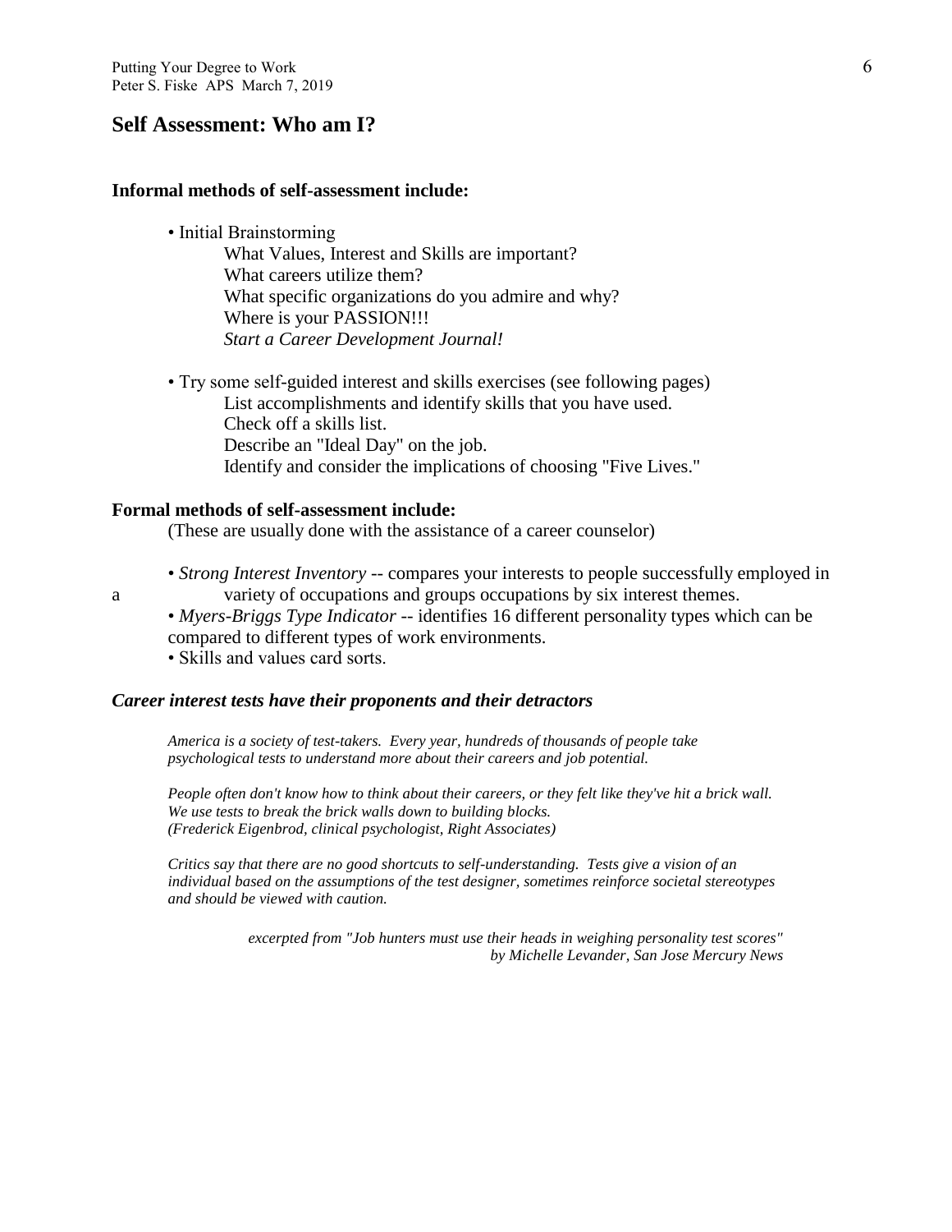## Self Assessment: Who am I?

**Informal methods of self-assessment include:**

- Initial Brainstorming
  - What Values, Interest and Skills are important?
  - What careers utilize them?
  - What specific organizations do you admire and why?
  - Where is your PASSION!!!
  - *Start a Career Development Journal!*

- Try some self-guided interest and skills exercises (see following pages)
  - List accomplishments and identify skills that you have used.
  - Check off a skills list.
  - Describe an "Ideal Day" on the job.
  - Identify and consider the implications of choosing "Five Lives."

**Formal methods of self-assessment include:**

(These are usually done with the assistance of a career counselor)

- *Strong Interest Inventory* -- compares your interests to people successfully employed in a variety of occupations and groups occupations by six interest themes.
- *Myers-Briggs Type Indicator* -- identifies 16 different personality types which can be compared to different types of work environments.
- Skills and values card sorts.

### *Career interest tests have their proponents and their detractors*

*America is a society of test-takers. Every year, hundreds of thousands of people take psychological tests to understand more about their careers and job potential.*

*People often don't know how to think about their careers, or they felt like they've hit a brick wall. We use tests to break the brick walls down to building blocks. (Frederick Eigenbrod, clinical psychologist, Right Associates)*

*Critics say that there are no good shortcuts to self-understanding. Tests give a vision of an individual based on the assumptions of the test designer, sometimes reinforce societal stereotypes and should be viewed with caution.*

*excerpted from "Job hunters must use their heads in weighing personality test scores" by Michelle Levander, San Jose Mercury News*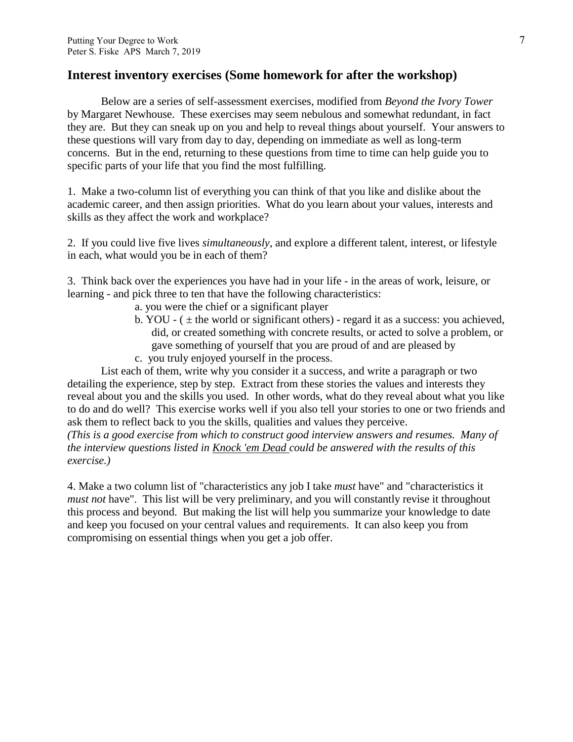## Interest inventory exercises (Some homework for after the workshop)

Below are a series of self-assessment exercises, modified from *Beyond the Ivory Tower* by Margaret Newhouse. These exercises may seem nebulous and somewhat redundant, in fact they are. But they can sneak up on you and help to reveal things about yourself. Your answers to these questions will vary from day to day, depending on immediate as well as long-term concerns. But in the end, returning to these questions from time to time can help guide you to specific parts of your life that you find the most fulfilling.

1. Make a two-column list of everything you can think of that you like and dislike about the academic career, and then assign priorities. What do you learn about your values, interests and skills as they affect the work and workplace?

2. If you could live five lives *simultaneously*, and explore a different talent, interest, or lifestyle in each, what would you be in each of them?

3. Think back over the experiences you have had in your life - in the areas of work, leisure, or learning - and pick three to ten that have the following characteristics:

   a. you were the chief or a significant player

   b. YOU - ( ± the world or significant others) - regard it as a success: you achieved, did, or created something with concrete results, or acted to solve a problem, or gave something of yourself that you are proud of and are pleased by

   c. you truly enjoyed yourself in the process.

   List each of them, write why you consider it a success, and write a paragraph or two detailing the experience, step by step. Extract from these stories the values and interests they reveal about you and the skills you used. In other words, what do they reveal about what you like to do and do well? This exercise works well if you also tell your stories to one or two friends and ask them to reflect back to you the skills, qualities and values they perceive.
*(This is a good exercise from which to construct good interview answers and resumes. Many of the interview questions listed in Knock 'em Dead could be answered with the results of this exercise.)*

4. Make a two column list of "characteristics any job I take *must* have" and "characteristics it *must not* have". This list will be very preliminary, and you will constantly revise it throughout this process and beyond. But making the list will help you summarize your knowledge to date and keep you focused on your central values and requirements. It can also keep you from compromising on essential things when you get a job offer.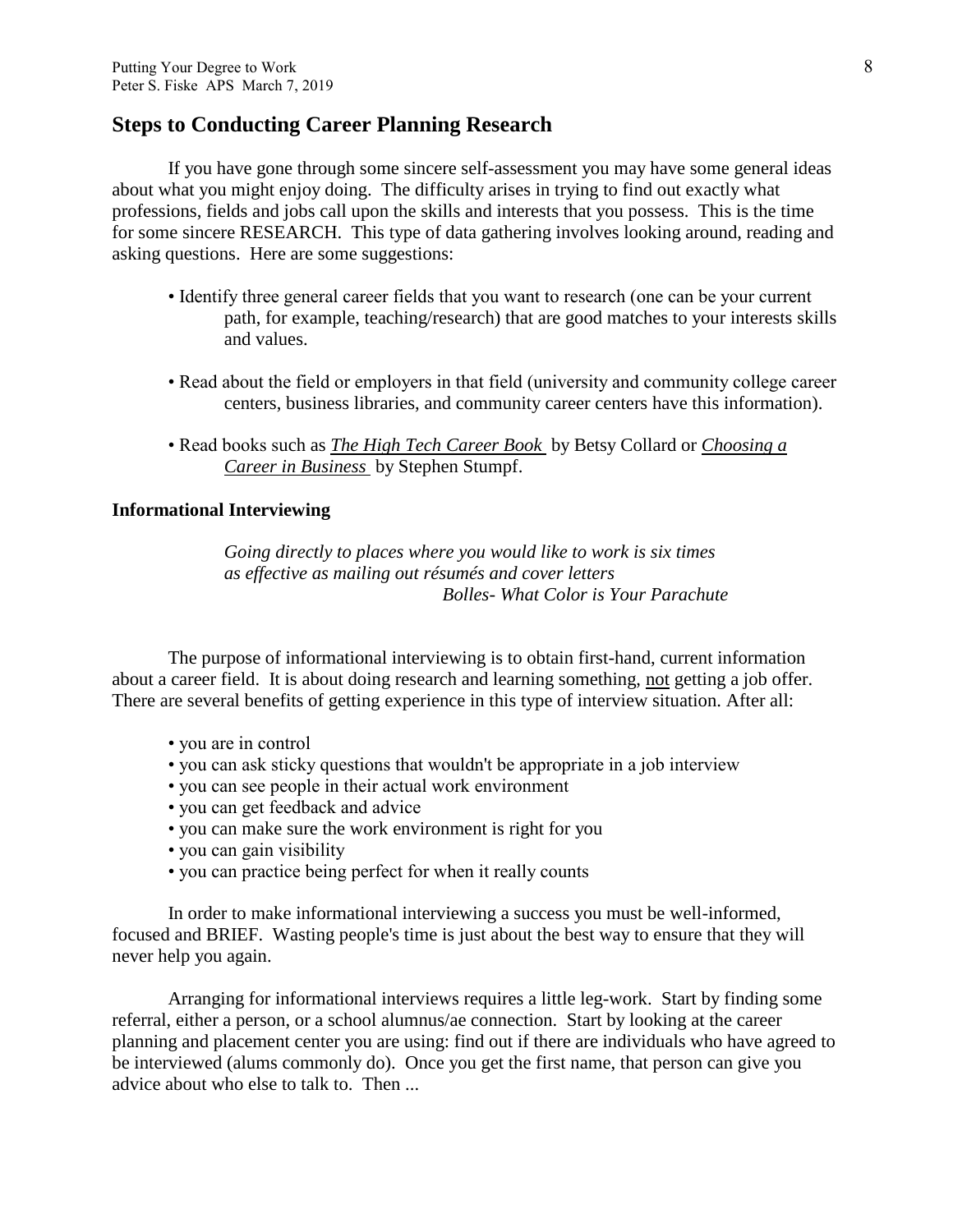## Steps to Conducting Career Planning Research

If you have gone through some sincere self-assessment you may have some general ideas about what you might enjoy doing. The difficulty arises in trying to find out exactly what professions, fields and jobs call upon the skills and interests that you possess. This is the time for some sincere RESEARCH. This type of data gathering involves looking around, reading and asking questions. Here are some suggestions:

- Identify three general career fields that you want to research (one can be your current path, for example, teaching/research) that are good matches to your interests skills and values.
- Read about the field or employers in that field (university and community college career centers, business libraries, and community career centers have this information).
- Read books such as ***The High Tech Career Book*** by Betsy Collard or ***Choosing a Career in Business*** by Stephen Stumpf.

### Informational Interviewing

> *Going directly to places where you would like to work is six times as effective as mailing out résumés and cover letters*
> *Bolles- What Color is Your Parachute*

The purpose of informational interviewing is to obtain first-hand, current information about a career field. It is about doing research and learning something, not getting a job offer. There are several benefits of getting experience in this type of interview situation. After all:

- you are in control
- you can ask sticky questions that wouldn't be appropriate in a job interview
- you can see people in their actual work environment
- you can get feedback and advice
- you can make sure the work environment is right for you
- you can gain visibility
- you can practice being perfect for when it really counts

In order to make informational interviewing a success you must be well-informed, focused and BRIEF. Wasting people's time is just about the best way to ensure that they will never help you again.

Arranging for informational interviews requires a little leg-work. Start by finding some referral, either a person, or a school alumnus/ae connection. Start by looking at the career planning and placement center you are using: find out if there are individuals who have agreed to be interviewed (alums commonly do). Once you get the first name, that person can give you advice about who else to talk to. Then ...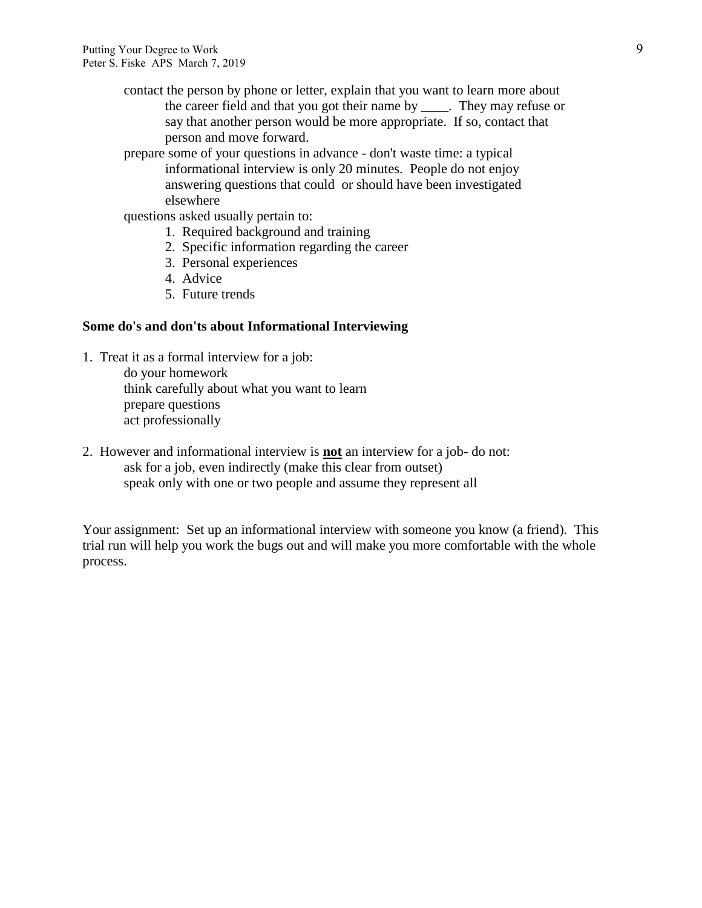contact the person by phone or letter, explain that you want to learn more about the career field and that you got their name by ____. They may refuse or say that another person would be more appropriate. If so, contact that person and move forward.

prepare some of your questions in advance - don't waste time: a typical informational interview is only 20 minutes. People do not enjoy answering questions that could or should have been investigated elsewhere

questions asked usually pertain to:

1. Required background and training
2. Specific information regarding the career
3. Personal experiences
4. Advice
5. Future trends

**Some do's and don'ts about Informational Interviewing**

1. Treat it as a formal interview for a job:
   - do your homework
   - think carefully about what you want to learn
   - prepare questions
   - act professionally

2. However and informational interview is **<u>not</u>** an interview for a job- do not:
   - ask for a job, even indirectly (make this clear from outset)
   - speak only with one or two people and assume they represent all

Your assignment: Set up an informational interview with someone you know (a friend). This trial run will help you work the bugs out and will make you more comfortable with the whole process.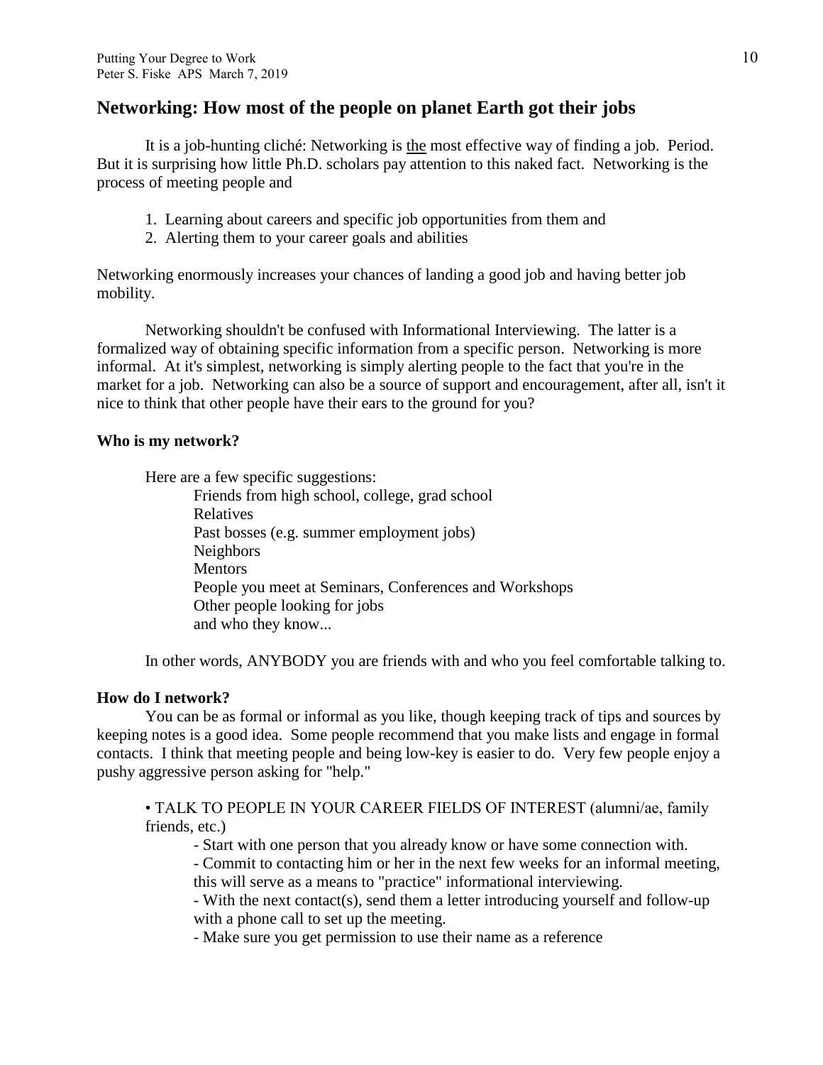## Networking: How most of the people on planet Earth got their jobs

It is a job-hunting cliché: Networking is <u>the</u> most effective way of finding a job. Period. But it is surprising how little Ph.D. scholars pay attention to this naked fact. Networking is the process of meeting people and

1. Learning about careers and specific job opportunities from them and
2. Alerting them to your career goals and abilities

Networking enormously increases your chances of landing a good job and having better job mobility.

Networking shouldn't be confused with Informational Interviewing. The latter is a formalized way of obtaining specific information from a specific person. Networking is more informal. At it's simplest, networking is simply alerting people to the fact that you're in the market for a job. Networking can also be a source of support and encouragement, after all, isn't it nice to think that other people have their ears to the ground for you?

### Who is my network?

Here are a few specific suggestions:

- Friends from high school, college, grad school
- Relatives
- Past bosses (e.g. summer employment jobs)
- Neighbors
- Mentors
- People you meet at Seminars, Conferences and Workshops
- Other people looking for jobs
- and who they know...

In other words, ANYBODY you are friends with and who you feel comfortable talking to.

### How do I network?

You can be as formal or informal as you like, though keeping track of tips and sources by keeping notes is a good idea. Some people recommend that you make lists and engage in formal contacts. I think that meeting people and being low-key is easier to do. Very few people enjoy a pushy aggressive person asking for "help."

• TALK TO PEOPLE IN YOUR CAREER FIELDS OF INTEREST (alumni/ae, family friends, etc.)

- Start with one person that you already know or have some connection with.
- Commit to contacting him or her in the next few weeks for an informal meeting, this will serve as a means to "practice" informational interviewing.
- With the next contact(s), send them a letter introducing yourself and follow-up with a phone call to set up the meeting.
- Make sure you get permission to use their name as a reference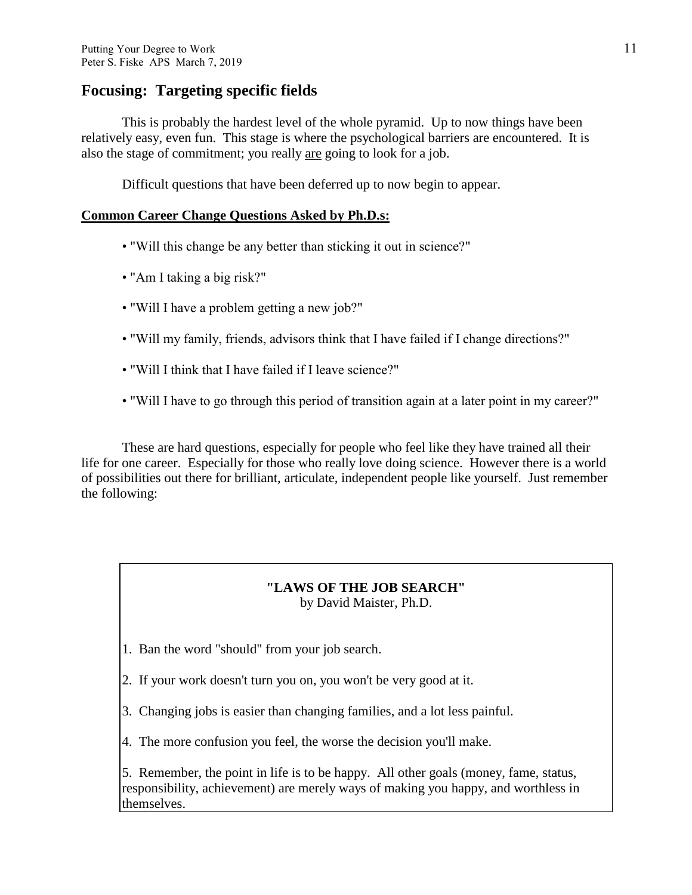## Focusing: Targeting specific fields

This is probably the hardest level of the whole pyramid. Up to now things have been relatively easy, even fun. This stage is where the psychological barriers are encountered. It is also the stage of commitment; you really <u>are</u> going to look for a job.

Difficult questions that have been deferred up to now begin to appear.

**<u>Common Career Change Questions Asked by Ph.D.s:</u>**

- "Will this change be any better than sticking it out in science?"
- "Am I taking a big risk?"
- "Will I have a problem getting a new job?"
- "Will my family, friends, advisors think that I have failed if I change directions?"
- "Will I think that I have failed if I leave science?"
- "Will I have to go through this period of transition again at a later point in my career?"

These are hard questions, especially for people who feel like they have trained all their life for one career. Especially for those who really love doing science. However there is a world of possibilities out there for brilliant, articulate, independent people like yourself. Just remember the following:

**"LAWS OF THE JOB SEARCH"**
by David Maister, Ph.D.

1. Ban the word "should" from your job search.
2. If your work doesn't turn you on, you won't be very good at it.
3. Changing jobs is easier than changing families, and a lot less painful.
4. The more confusion you feel, the worse the decision you'll make.
5. Remember, the point in life is to be happy. All other goals (money, fame, status, responsibility, achievement) are merely ways of making you happy, and worthless in themselves.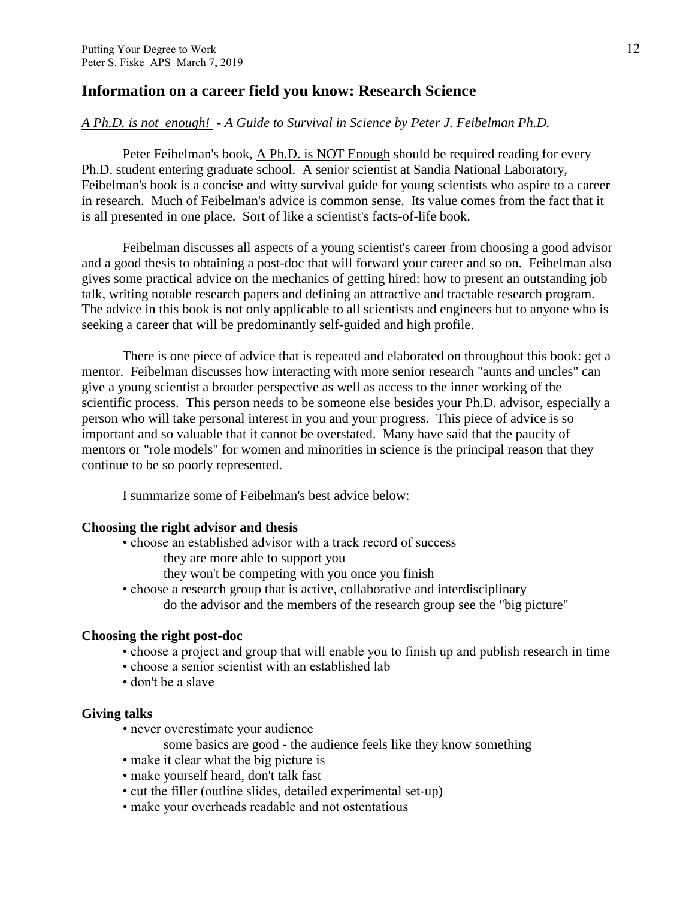## Information on a career field you know: Research Science

*A Ph.D. is not enough! - A Guide to Survival in Science by Peter J. Feibelman Ph.D.*

Peter Feibelman's book, A Ph.D. is NOT Enough should be required reading for every Ph.D. student entering graduate school. A senior scientist at Sandia National Laboratory, Feibelman's book is a concise and witty survival guide for young scientists who aspire to a career in research. Much of Feibelman's advice is common sense. Its value comes from the fact that it is all presented in one place. Sort of like a scientist's facts-of-life book.

Feibelman discusses all aspects of a young scientist's career from choosing a good advisor and a good thesis to obtaining a post-doc that will forward your career and so on. Feibelman also gives some practical advice on the mechanics of getting hired: how to present an outstanding job talk, writing notable research papers and defining an attractive and tractable research program. The advice in this book is not only applicable to all scientists and engineers but to anyone who is seeking a career that will be predominantly self-guided and high profile.

There is one piece of advice that is repeated and elaborated on throughout this book: get a mentor. Feibelman discusses how interacting with more senior research "aunts and uncles" can give a young scientist a broader perspective as well as access to the inner working of the scientific process. This person needs to be someone else besides your Ph.D. advisor, especially a person who will take personal interest in you and your progress. This piece of advice is so important and so valuable that it cannot be overstated. Many have said that the paucity of mentors or "role models" for women and minorities in science is the principal reason that they continue to be so poorly represented.

I summarize some of Feibelman's best advice below:

**Choosing the right advisor and thesis**

- choose an established advisor with a track record of success
  - they are more able to support you
  - they won't be competing with you once you finish
- choose a research group that is active, collaborative and interdisciplinary
  - do the advisor and the members of the research group see the "big picture"

**Choosing the right post-doc**

- choose a project and group that will enable you to finish up and publish research in time
- choose a senior scientist with an established lab
- don't be a slave

**Giving talks**

- never overestimate your audience
  - some basics are good - the audience feels like they know something
- make it clear what the big picture is
- make yourself heard, don't talk fast
- cut the filler (outline slides, detailed experimental set-up)
- make your overheads readable and not ostentatious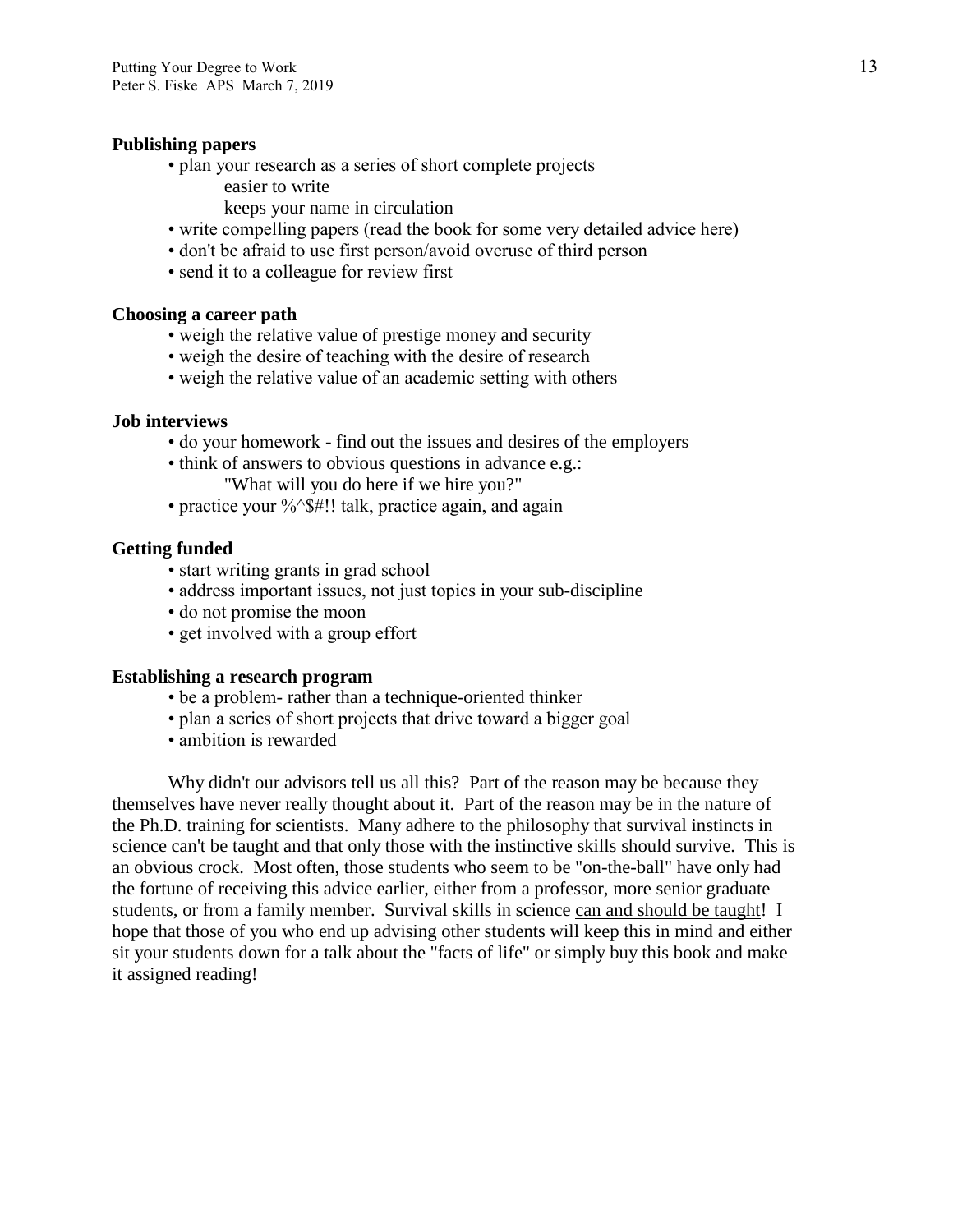**Publishing papers**

- plan your research as a series of short complete projects
  - easier to write
  - keeps your name in circulation
- write compelling papers (read the book for some very detailed advice here)
- don't be afraid to use first person/avoid overuse of third person
- send it to a colleague for review first

**Choosing a career path**

- weigh the relative value of prestige money and security
- weigh the desire of teaching with the desire of research
- weigh the relative value of an academic setting with others

**Job interviews**

- do your homework - find out the issues and desires of the employers
- think of answers to obvious questions in advance e.g.:
  "What will you do here if we hire you?"
- practice your %^$#!! talk, practice again, and again

**Getting funded**

- start writing grants in grad school
- address important issues, not just topics in your sub-discipline
- do not promise the moon
- get involved with a group effort

**Establishing a research program**

- be a problem- rather than a technique-oriented thinker
- plan a series of short projects that drive toward a bigger goal
- ambition is rewarded

Why didn't our advisors tell us all this? Part of the reason may be because they themselves have never really thought about it. Part of the reason may be in the nature of the Ph.D. training for scientists. Many adhere to the philosophy that survival instincts in science can't be taught and that only those with the instinctive skills should survive. This is an obvious crock. Most often, those students who seem to be "on-the-ball" have only had the fortune of receiving this advice earlier, either from a professor, more senior graduate students, or from a family member. Survival skills in science <u>can and should be taught</u>! I hope that those of you who end up advising other students will keep this in mind and either sit your students down for a talk about the "facts of life" or simply buy this book and make it assigned reading!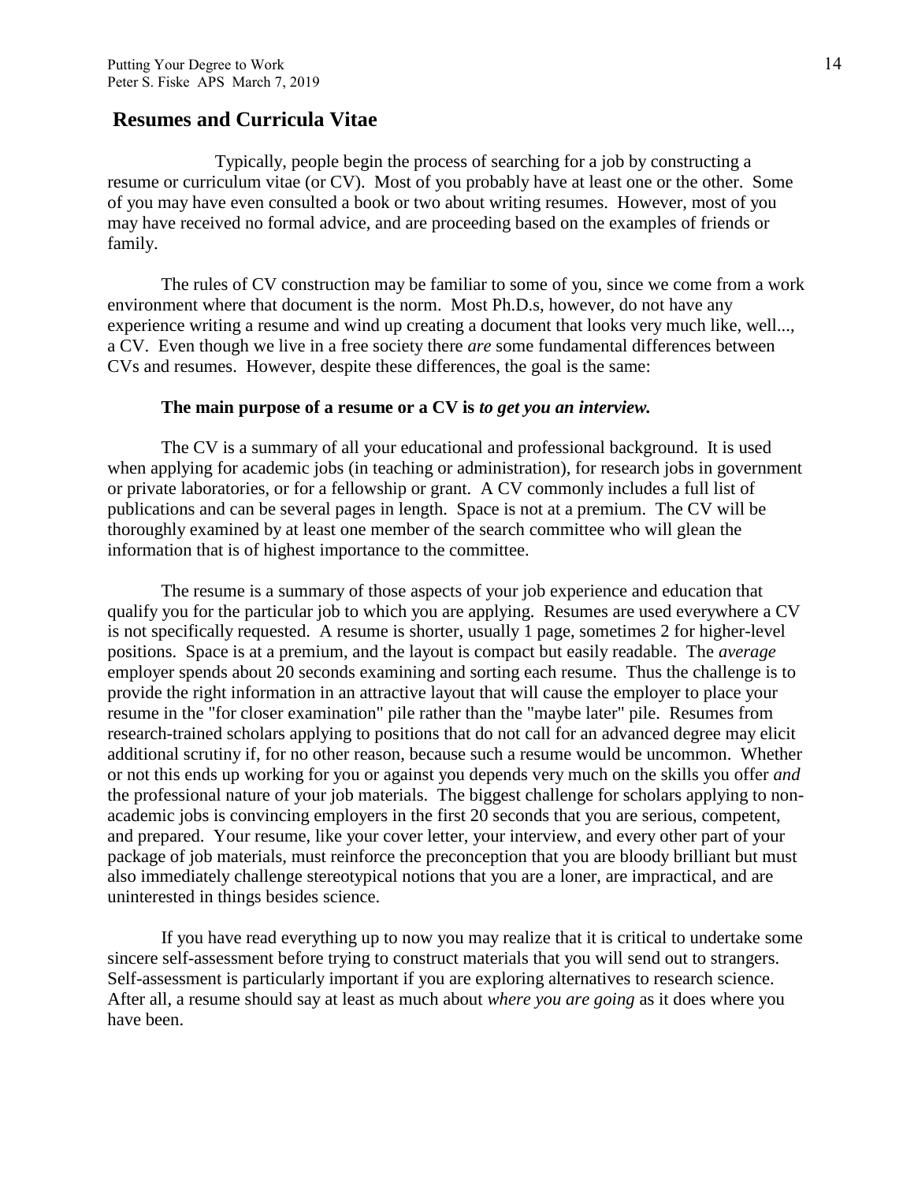## Resumes and Curricula Vitae

Typically, people begin the process of searching for a job by constructing a resume or curriculum vitae (or CV). Most of you probably have at least one or the other. Some of you may have even consulted a book or two about writing resumes. However, most of you may have received no formal advice, and are proceeding based on the examples of friends or family.

The rules of CV construction may be familiar to some of you, since we come from a work environment where that document is the norm. Most Ph.D.s, however, do not have any experience writing a resume and wind up creating a document that looks very much like, well..., a CV. Even though we live in a free society there *are* some fundamental differences between CVs and resumes. However, despite these differences, the goal is the same:

**The main purpose of a resume or a CV is *to get you an interview.***

The CV is a summary of all your educational and professional background. It is used when applying for academic jobs (in teaching or administration), for research jobs in government or private laboratories, or for a fellowship or grant. A CV commonly includes a full list of publications and can be several pages in length. Space is not at a premium. The CV will be thoroughly examined by at least one member of the search committee who will glean the information that is of highest importance to the committee.

The resume is a summary of those aspects of your job experience and education that qualify you for the particular job to which you are applying. Resumes are used everywhere a CV is not specifically requested. A resume is shorter, usually 1 page, sometimes 2 for higher-level positions. Space is at a premium, and the layout is compact but easily readable. The *average* employer spends about 20 seconds examining and sorting each resume. Thus the challenge is to provide the right information in an attractive layout that will cause the employer to place your resume in the "for closer examination" pile rather than the "maybe later" pile. Resumes from research-trained scholars applying to positions that do not call for an advanced degree may elicit additional scrutiny if, for no other reason, because such a resume would be uncommon. Whether or not this ends up working for you or against you depends very much on the skills you offer *and* the professional nature of your job materials. The biggest challenge for scholars applying to non-academic jobs is convincing employers in the first 20 seconds that you are serious, competent, and prepared. Your resume, like your cover letter, your interview, and every other part of your package of job materials, must reinforce the preconception that you are bloody brilliant but must also immediately challenge stereotypical notions that you are a loner, are impractical, and are uninterested in things besides science.

If you have read everything up to now you may realize that it is critical to undertake some sincere self-assessment before trying to construct materials that you will send out to strangers. Self-assessment is particularly important if you are exploring alternatives to research science. After all, a resume should say at least as much about *where you are going* as it does where you have been.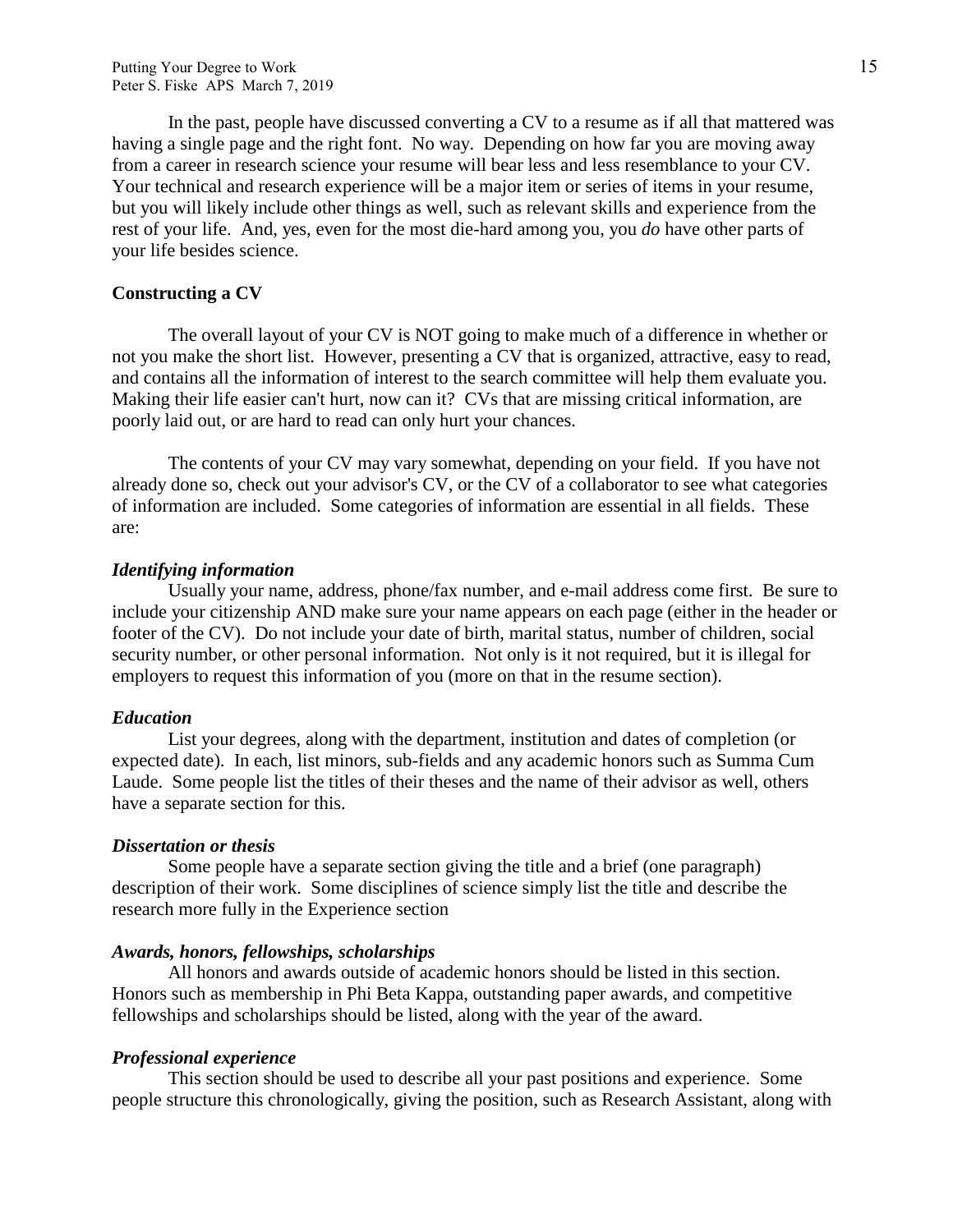In the past, people have discussed converting a CV to a resume as if all that mattered was having a single page and the right font. No way. Depending on how far you are moving away from a career in research science your resume will bear less and less resemblance to your CV. Your technical and research experience will be a major item or series of items in your resume, but you will likely include other things as well, such as relevant skills and experience from the rest of your life. And, yes, even for the most die-hard among you, you *do* have other parts of your life besides science.

**Constructing a CV**

The overall layout of your CV is NOT going to make much of a difference in whether or not you make the short list. However, presenting a CV that is organized, attractive, easy to read, and contains all the information of interest to the search committee will help them evaluate you. Making their life easier can't hurt, now can it? CVs that are missing critical information, are poorly laid out, or are hard to read can only hurt your chances.

The contents of your CV may vary somewhat, depending on your field. If you have not already done so, check out your advisor's CV, or the CV of a collaborator to see what categories of information are included. Some categories of information are essential in all fields. These are:

***Identifying information***

Usually your name, address, phone/fax number, and e-mail address come first. Be sure to include your citizenship AND make sure your name appears on each page (either in the header or footer of the CV). Do not include your date of birth, marital status, number of children, social security number, or other personal information. Not only is it not required, but it is illegal for employers to request this information of you (more on that in the resume section).

***Education***

List your degrees, along with the department, institution and dates of completion (or expected date). In each, list minors, sub-fields and any academic honors such as Summa Cum Laude. Some people list the titles of their theses and the name of their advisor as well, others have a separate section for this.

***Dissertation or thesis***

Some people have a separate section giving the title and a brief (one paragraph) description of their work. Some disciplines of science simply list the title and describe the research more fully in the Experience section

***Awards, honors, fellowships, scholarships***

All honors and awards outside of academic honors should be listed in this section. Honors such as membership in Phi Beta Kappa, outstanding paper awards, and competitive fellowships and scholarships should be listed, along with the year of the award.

***Professional experience***

This section should be used to describe all your past positions and experience. Some people structure this chronologically, giving the position, such as Research Assistant, along with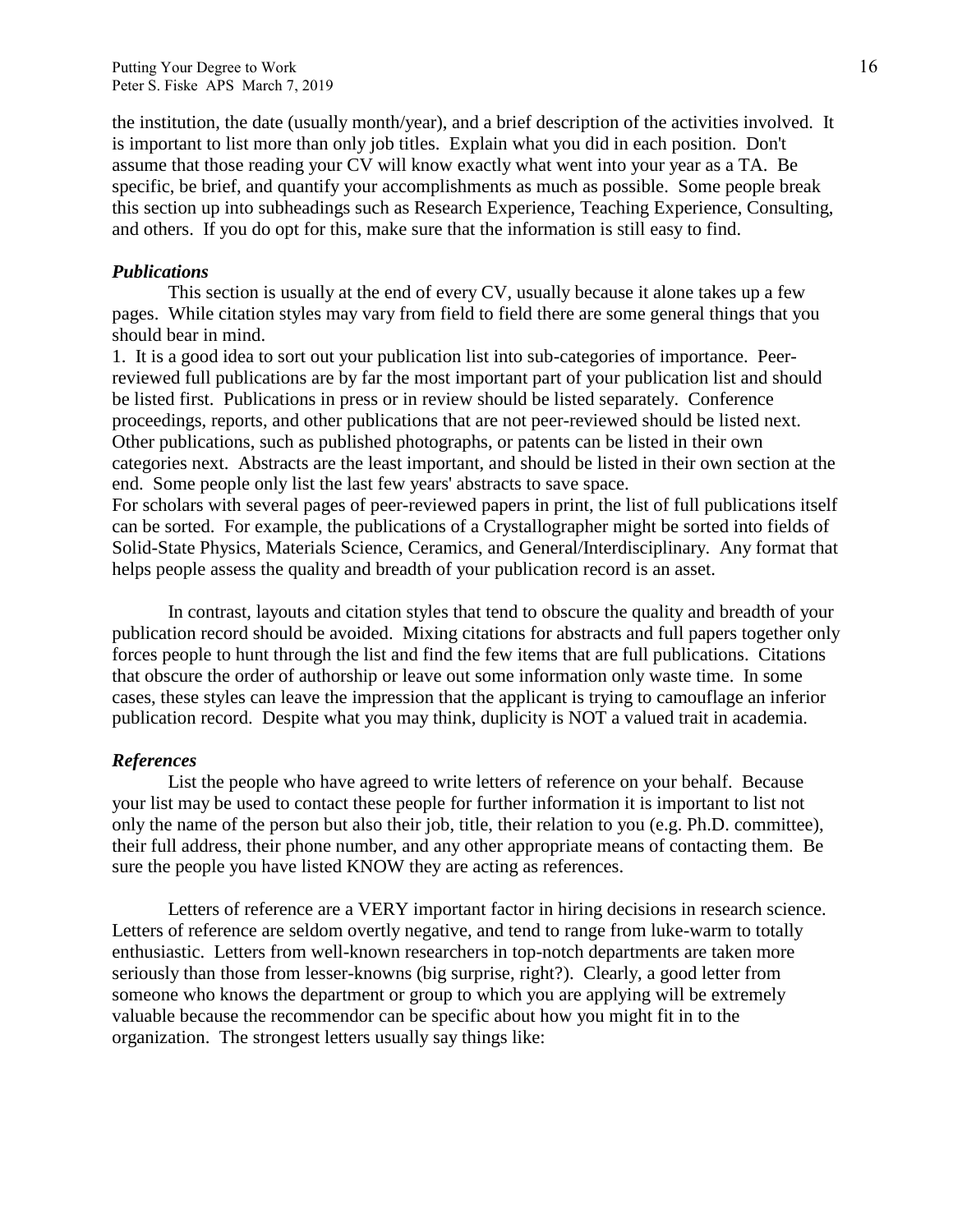the institution, the date (usually month/year), and a brief description of the activities involved. It is important to list more than only job titles. Explain what you did in each position. Don't assume that those reading your CV will know exactly what went into your year as a TA. Be specific, be brief, and quantify your accomplishments as much as possible. Some people break this section up into subheadings such as Research Experience, Teaching Experience, Consulting, and others. If you do opt for this, make sure that the information is still easy to find.

***Publications***

This section is usually at the end of every CV, usually because it alone takes up a few pages. While citation styles may vary from field to field there are some general things that you should bear in mind.

1. It is a good idea to sort out your publication list into sub-categories of importance. Peer-reviewed full publications are by far the most important part of your publication list and should be listed first. Publications in press or in review should be listed separately. Conference proceedings, reports, and other publications that are not peer-reviewed should be listed next. Other publications, such as published photographs, or patents can be listed in their own categories next. Abstracts are the least important, and should be listed in their own section at the end. Some people only list the last few years' abstracts to save space.

For scholars with several pages of peer-reviewed papers in print, the list of full publications itself can be sorted. For example, the publications of a Crystallographer might be sorted into fields of Solid-State Physics, Materials Science, Ceramics, and General/Interdisciplinary. Any format that helps people assess the quality and breadth of your publication record is an asset.

In contrast, layouts and citation styles that tend to obscure the quality and breadth of your publication record should be avoided. Mixing citations for abstracts and full papers together only forces people to hunt through the list and find the few items that are full publications. Citations that obscure the order of authorship or leave out some information only waste time. In some cases, these styles can leave the impression that the applicant is trying to camouflage an inferior publication record. Despite what you may think, duplicity is NOT a valued trait in academia.

***References***

List the people who have agreed to write letters of reference on your behalf. Because your list may be used to contact these people for further information it is important to list not only the name of the person but also their job, title, their relation to you (e.g. Ph.D. committee), their full address, their phone number, and any other appropriate means of contacting them. Be sure the people you have listed KNOW they are acting as references.

Letters of reference are a VERY important factor in hiring decisions in research science. Letters of reference are seldom overtly negative, and tend to range from luke-warm to totally enthusiastic. Letters from well-known researchers in top-notch departments are taken more seriously than those from lesser-knowns (big surprise, right?). Clearly, a good letter from someone who knows the department or group to which you are applying will be extremely valuable because the recommendor can be specific about how you might fit in to the organization. The strongest letters usually say things like: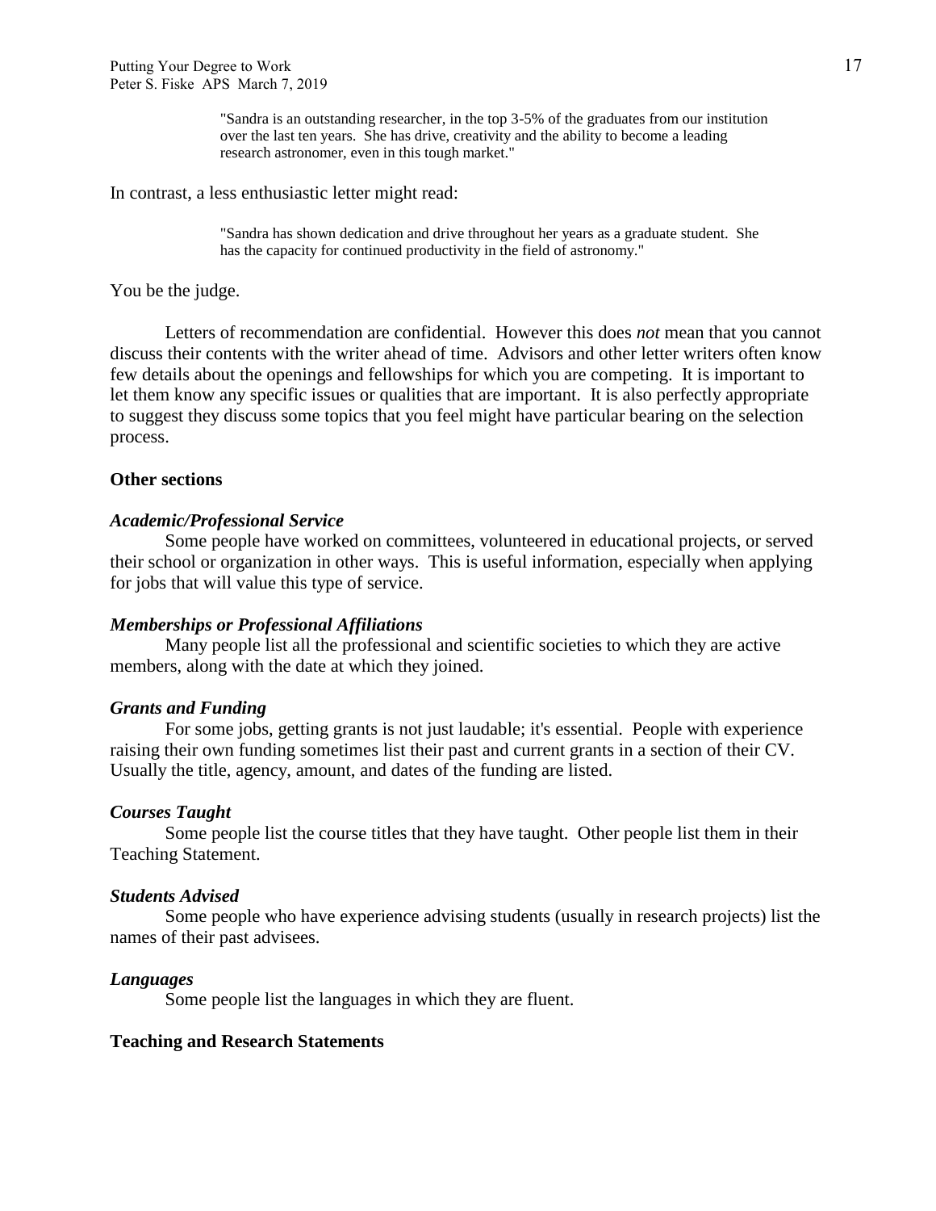> "Sandra is an outstanding researcher, in the top 3-5% of the graduates from our institution over the last ten years. She has drive, creativity and the ability to become a leading research astronomer, even in this tough market."

In contrast, a less enthusiastic letter might read:

> "Sandra has shown dedication and drive throughout her years as a graduate student. She has the capacity for continued productivity in the field of astronomy."

You be the judge.

Letters of recommendation are confidential. However this does *not* mean that you cannot discuss their contents with the writer ahead of time. Advisors and other letter writers often know few details about the openings and fellowships for which you are competing. It is important to let them know any specific issues or qualities that are important. It is also perfectly appropriate to suggest they discuss some topics that you feel might have particular bearing on the selection process.

### Other sections

#### *Academic/Professional Service*

Some people have worked on committees, volunteered in educational projects, or served their school or organization in other ways. This is useful information, especially when applying for jobs that will value this type of service.

#### *Memberships or Professional Affiliations*

Many people list all the professional and scientific societies to which they are active members, along with the date at which they joined.

#### *Grants and Funding*

For some jobs, getting grants is not just laudable; it's essential. People with experience raising their own funding sometimes list their past and current grants in a section of their CV. Usually the title, agency, amount, and dates of the funding are listed.

#### *Courses Taught*

Some people list the course titles that they have taught. Other people list them in their Teaching Statement.

#### *Students Advised*

Some people who have experience advising students (usually in research projects) list the names of their past advisees.

#### *Languages*

Some people list the languages in which they are fluent.

### Teaching and Research Statements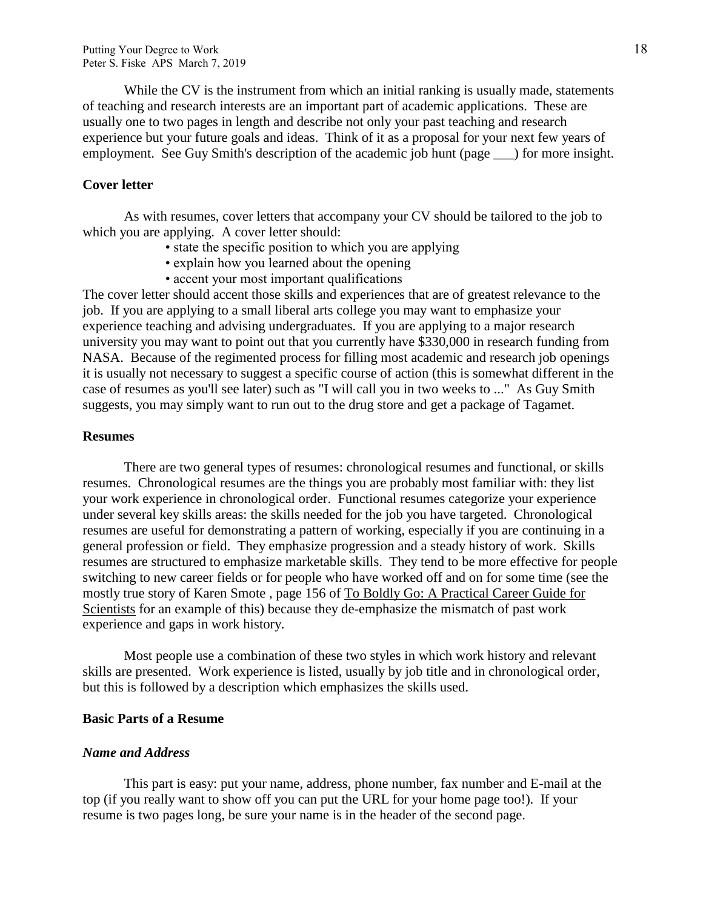While the CV is the instrument from which an initial ranking is usually made, statements of teaching and research interests are an important part of academic applications. These are usually one to two pages in length and describe not only your past teaching and research experience but your future goals and ideas. Think of it as a proposal for your next few years of employment. See Guy Smith's description of the academic job hunt (page ___) for more insight.

**Cover letter**

As with resumes, cover letters that accompany your CV should be tailored to the job to which you are applying. A cover letter should:

- state the specific position to which you are applying
- explain how you learned about the opening
- accent your most important qualifications

The cover letter should accent those skills and experiences that are of greatest relevance to the job. If you are applying to a small liberal arts college you may want to emphasize your experience teaching and advising undergraduates. If you are applying to a major research university you may want to point out that you currently have $330,000 in research funding from NASA. Because of the regimented process for filling most academic and research job openings it is usually not necessary to suggest a specific course of action (this is somewhat different in the case of resumes as you'll see later) such as "I will call you in two weeks to ..." As Guy Smith suggests, you may simply want to run out to the drug store and get a package of Tagamet.

**Resumes**

There are two general types of resumes: chronological resumes and functional, or skills resumes. Chronological resumes are the things you are probably most familiar with: they list your work experience in chronological order. Functional resumes categorize your experience under several key skills areas: the skills needed for the job you have targeted. Chronological resumes are useful for demonstrating a pattern of working, especially if you are continuing in a general profession or field. They emphasize progression and a steady history of work. Skills resumes are structured to emphasize marketable skills. They tend to be more effective for people switching to new career fields or for people who have worked off and on for some time (see the mostly true story of Karen Smote , page 156 of <u>To Boldly Go: A Practical Career Guide for Scientists</u> for an example of this) because they de-emphasize the mismatch of past work experience and gaps in work history.

Most people use a combination of these two styles in which work history and relevant skills are presented. Work experience is listed, usually by job title and in chronological order, but this is followed by a description which emphasizes the skills used.

**Basic Parts of a Resume**

***Name and Address***

This part is easy: put your name, address, phone number, fax number and E-mail at the top (if you really want to show off you can put the URL for your home page too!). If your resume is two pages long, be sure your name is in the header of the second page.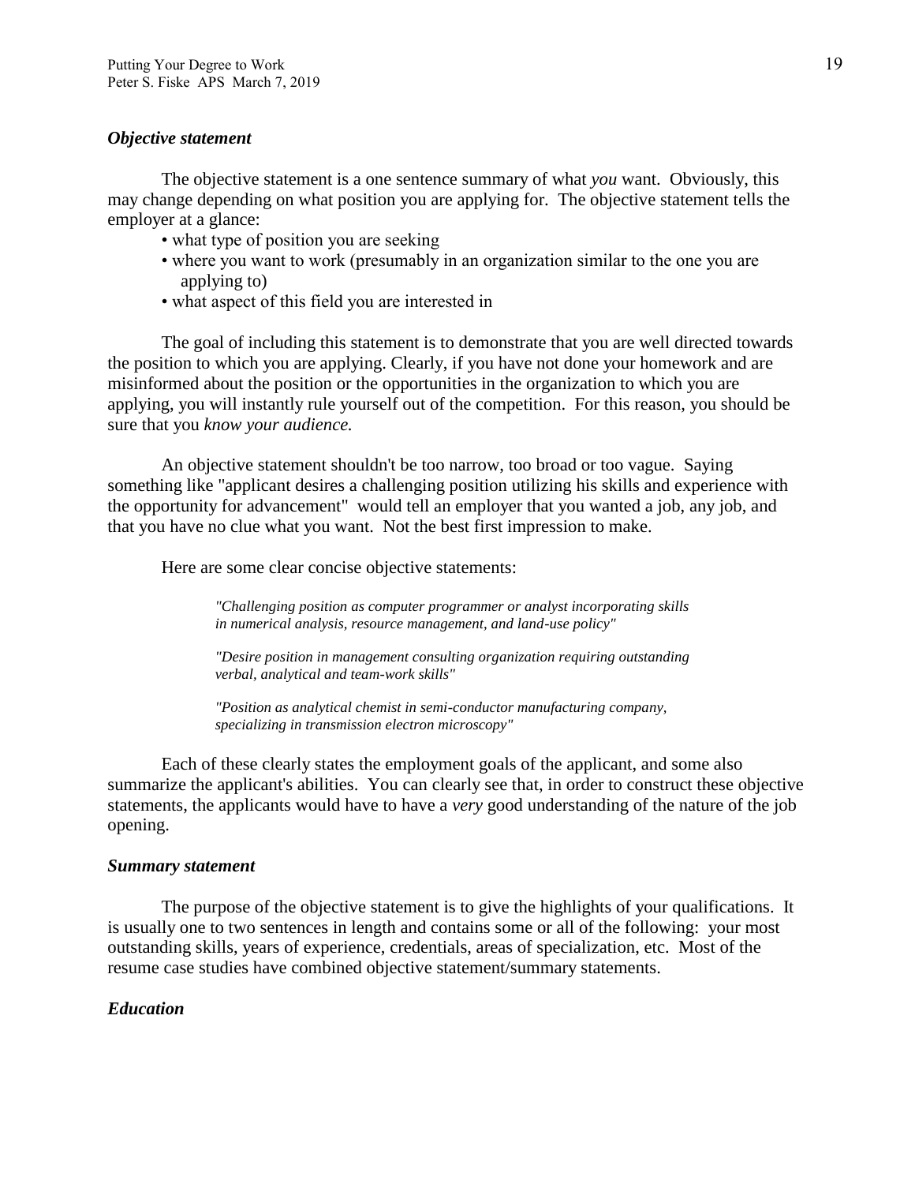### *Objective statement*

The objective statement is a one sentence summary of what *you* want. Obviously, this may change depending on what position you are applying for. The objective statement tells the employer at a glance:

- what type of position you are seeking
- where you want to work (presumably in an organization similar to the one you are applying to)
- what aspect of this field you are interested in

The goal of including this statement is to demonstrate that you are well directed towards the position to which you are applying. Clearly, if you have not done your homework and are misinformed about the position or the opportunities in the organization to which you are applying, you will instantly rule yourself out of the competition. For this reason, you should be sure that you *know your audience.*

An objective statement shouldn't be too narrow, too broad or too vague. Saying something like "applicant desires a challenging position utilizing his skills and experience with the opportunity for advancement" would tell an employer that you wanted a job, any job, and that you have no clue what you want. Not the best first impression to make.

Here are some clear concise objective statements:

> *"Challenging position as computer programmer or analyst incorporating skills in numerical analysis, resource management, and land-use policy"*
>
> *"Desire position in management consulting organization requiring outstanding verbal, analytical and team-work skills"*
>
> *"Position as analytical chemist in semi-conductor manufacturing company, specializing in transmission electron microscopy"*

Each of these clearly states the employment goals of the applicant, and some also summarize the applicant's abilities. You can clearly see that, in order to construct these objective statements, the applicants would have to have a *very* good understanding of the nature of the job opening.

### *Summary statement*

The purpose of the objective statement is to give the highlights of your qualifications. It is usually one to two sentences in length and contains some or all of the following: your most outstanding skills, years of experience, credentials, areas of specialization, etc. Most of the resume case studies have combined objective statement/summary statements.

### *Education*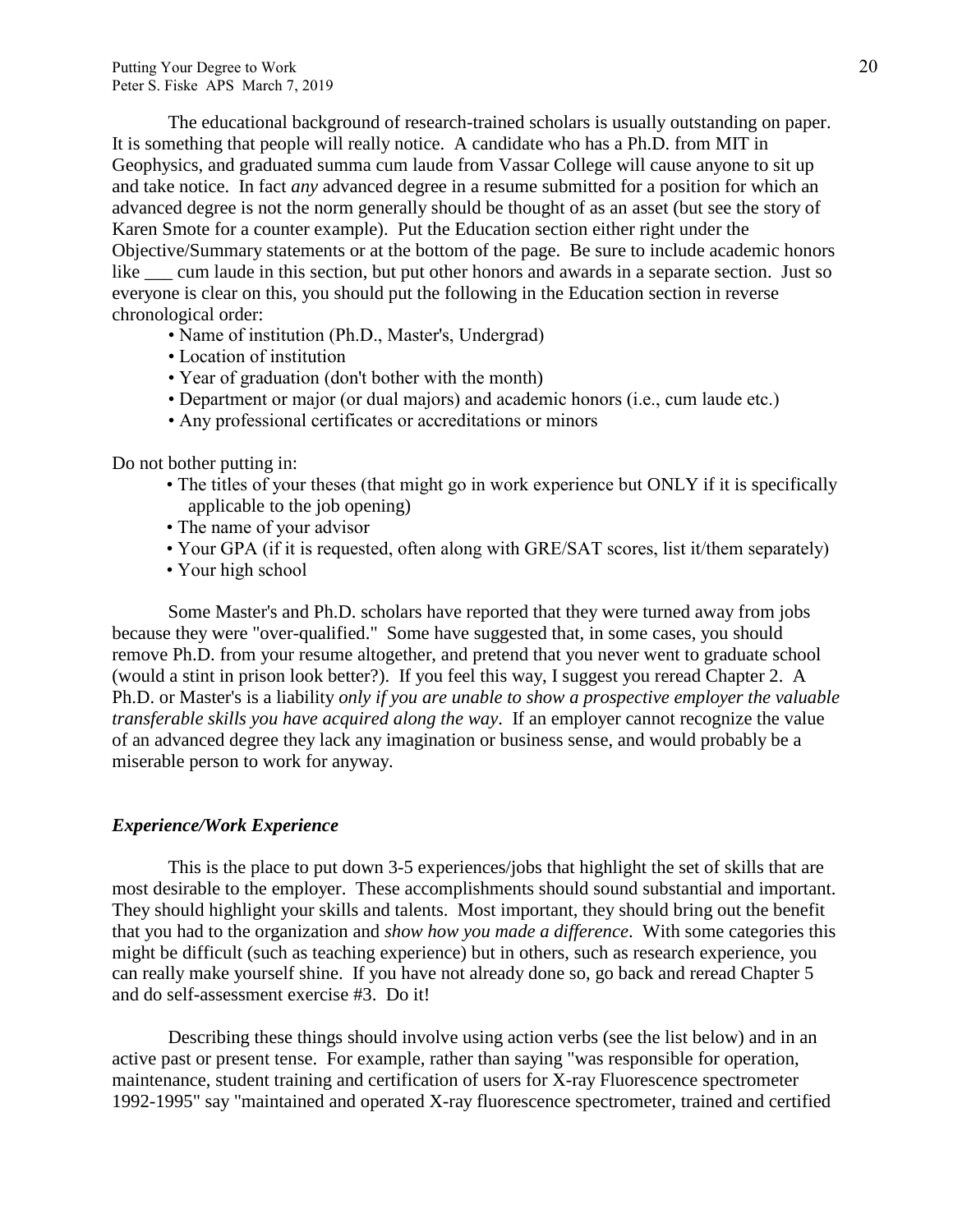The educational background of research-trained scholars is usually outstanding on paper. It is something that people will really notice. A candidate who has a Ph.D. from MIT in Geophysics, and graduated summa cum laude from Vassar College will cause anyone to sit up and take notice. In fact *any* advanced degree in a resume submitted for a position for which an advanced degree is not the norm generally should be thought of as an asset (but see the story of Karen Smote for a counter example). Put the Education section either right under the Objective/Summary statements or at the bottom of the page. Be sure to include academic honors like ___ cum laude in this section, but put other honors and awards in a separate section. Just so everyone is clear on this, you should put the following in the Education section in reverse chronological order:

- Name of institution (Ph.D., Master's, Undergrad)
- Location of institution
- Year of graduation (don't bother with the month)
- Department or major (or dual majors) and academic honors (i.e., cum laude etc.)
- Any professional certificates or accreditations or minors

Do not bother putting in:

- The titles of your theses (that might go in work experience but ONLY if it is specifically applicable to the job opening)
- The name of your advisor
- Your GPA (if it is requested, often along with GRE/SAT scores, list it/them separately)
- Your high school

Some Master's and Ph.D. scholars have reported that they were turned away from jobs because they were "over-qualified." Some have suggested that, in some cases, you should remove Ph.D. from your resume altogether, and pretend that you never went to graduate school (would a stint in prison look better?). If you feel this way, I suggest you reread Chapter 2. A Ph.D. or Master's is a liability *only if you are unable to show a prospective employer the valuable transferable skills you have acquired along the way*. If an employer cannot recognize the value of an advanced degree they lack any imagination or business sense, and would probably be a miserable person to work for anyway.

### *Experience/Work Experience*

This is the place to put down 3-5 experiences/jobs that highlight the set of skills that are most desirable to the employer. These accomplishments should sound substantial and important. They should highlight your skills and talents. Most important, they should bring out the benefit that you had to the organization and *show how you made a difference*. With some categories this might be difficult (such as teaching experience) but in others, such as research experience, you can really make yourself shine. If you have not already done so, go back and reread Chapter 5 and do self-assessment exercise #3. Do it!

Describing these things should involve using action verbs (see the list below) and in an active past or present tense. For example, rather than saying "was responsible for operation, maintenance, student training and certification of users for X-ray Fluorescence spectrometer 1992-1995" say "maintained and operated X-ray fluorescence spectrometer, trained and certified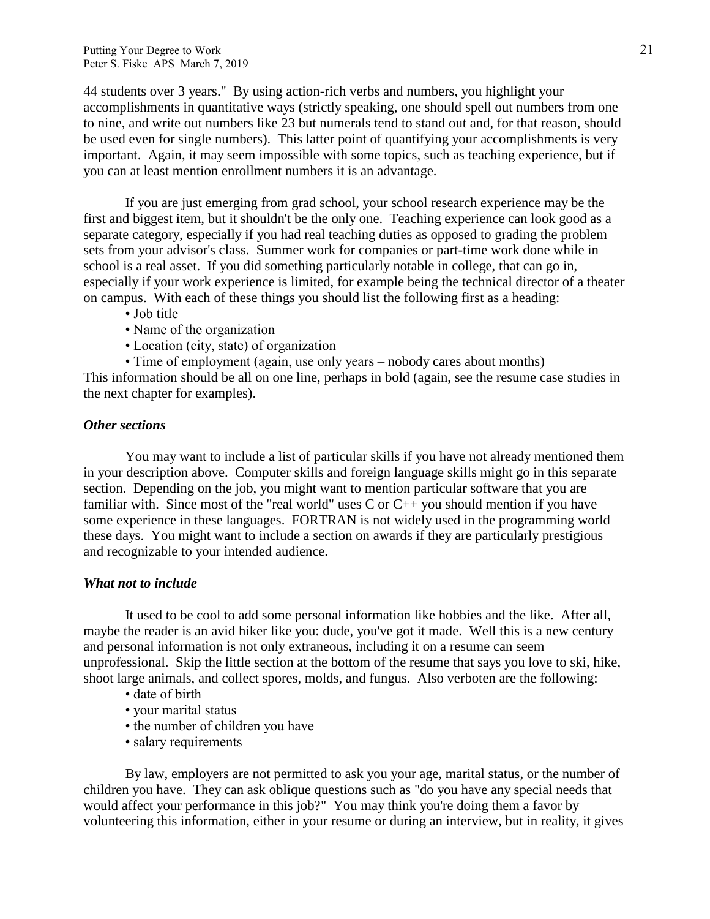44 students over 3 years." By using action-rich verbs and numbers, you highlight your accomplishments in quantitative ways (strictly speaking, one should spell out numbers from one to nine, and write out numbers like 23 but numerals tend to stand out and, for that reason, should be used even for single numbers). This latter point of quantifying your accomplishments is very important. Again, it may seem impossible with some topics, such as teaching experience, but if you can at least mention enrollment numbers it is an advantage.

If you are just emerging from grad school, your school research experience may be the first and biggest item, but it shouldn't be the only one. Teaching experience can look good as a separate category, especially if you had real teaching duties as opposed to grading the problem sets from your advisor's class. Summer work for companies or part-time work done while in school is a real asset. If you did something particularly notable in college, that can go in, especially if your work experience is limited, for example being the technical director of a theater on campus. With each of these things you should list the following first as a heading:

- Job title
- Name of the organization
- Location (city, state) of organization
- Time of employment (again, use only years – nobody cares about months)

This information should be all on one line, perhaps in bold (again, see the resume case studies in the next chapter for examples).

### *Other sections*

You may want to include a list of particular skills if you have not already mentioned them in your description above. Computer skills and foreign language skills might go in this separate section. Depending on the job, you might want to mention particular software that you are familiar with. Since most of the "real world" uses C or C++ you should mention if you have some experience in these languages. FORTRAN is not widely used in the programming world these days. You might want to include a section on awards if they are particularly prestigious and recognizable to your intended audience.

### *What not to include*

It used to be cool to add some personal information like hobbies and the like. After all, maybe the reader is an avid hiker like you: dude, you've got it made. Well this is a new century and personal information is not only extraneous, including it on a resume can seem unprofessional. Skip the little section at the bottom of the resume that says you love to ski, hike, shoot large animals, and collect spores, molds, and fungus. Also verboten are the following:

- date of birth
- your marital status
- the number of children you have
- salary requirements

By law, employers are not permitted to ask you your age, marital status, or the number of children you have. They can ask oblique questions such as "do you have any special needs that would affect your performance in this job?" You may think you're doing them a favor by volunteering this information, either in your resume or during an interview, but in reality, it gives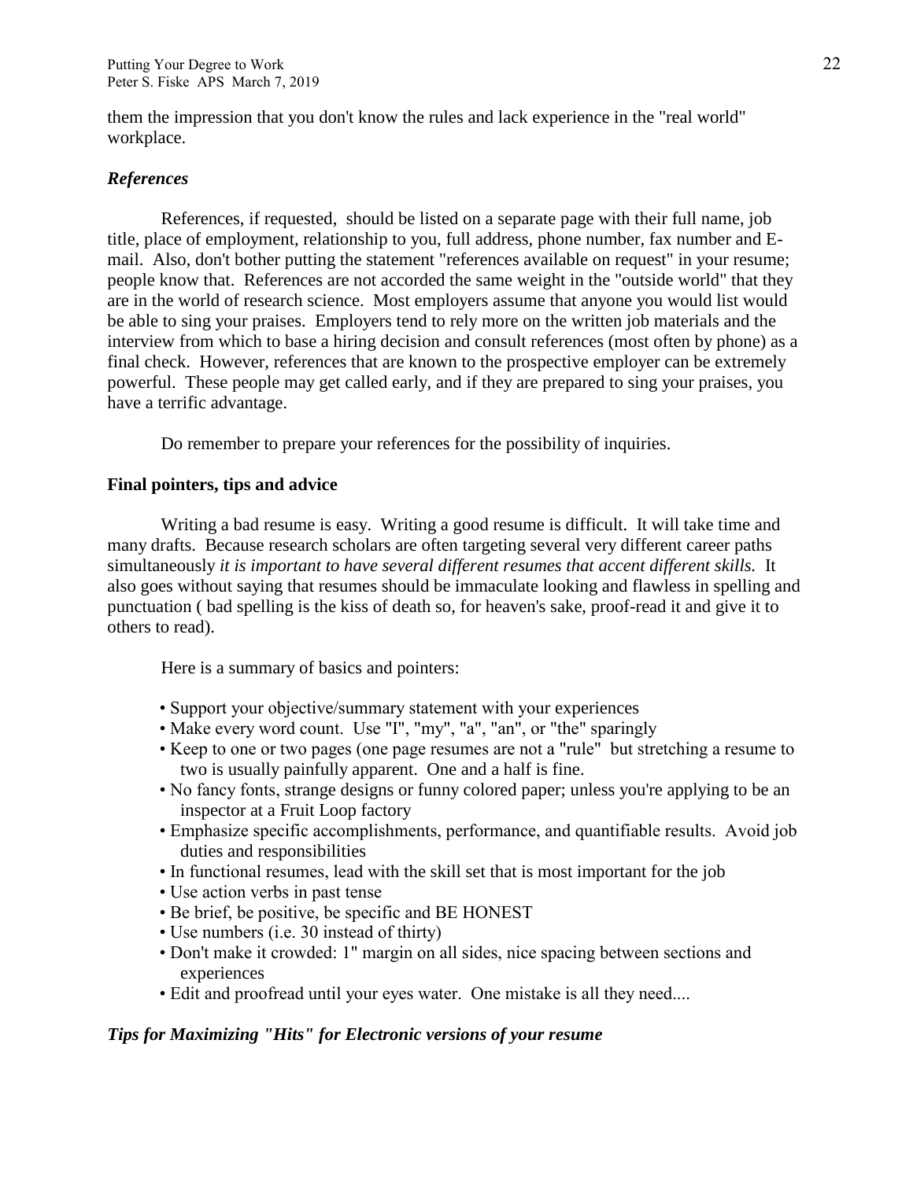them the impression that you don't know the rules and lack experience in the "real world" workplace.

### *References*

References, if requested, should be listed on a separate page with their full name, job title, place of employment, relationship to you, full address, phone number, fax number and E-mail. Also, don't bother putting the statement "references available on request" in your resume; people know that. References are not accorded the same weight in the "outside world" that they are in the world of research science. Most employers assume that anyone you would list would be able to sing your praises. Employers tend to rely more on the written job materials and the interview from which to base a hiring decision and consult references (most often by phone) as a final check. However, references that are known to the prospective employer can be extremely powerful. These people may get called early, and if they are prepared to sing your praises, you have a terrific advantage.

Do remember to prepare your references for the possibility of inquiries.

## Final pointers, tips and advice

Writing a bad resume is easy. Writing a good resume is difficult. It will take time and many drafts. Because research scholars are often targeting several very different career paths simultaneously *it is important to have several different resumes that accent different skills.* It also goes without saying that resumes should be immaculate looking and flawless in spelling and punctuation ( bad spelling is the kiss of death so, for heaven's sake, proof-read it and give it to others to read).

Here is a summary of basics and pointers:

- Support your objective/summary statement with your experiences
- Make every word count. Use "I", "my", "a", "an", or "the" sparingly
- Keep to one or two pages (one page resumes are not a "rule" but stretching a resume to two is usually painfully apparent. One and a half is fine.
- No fancy fonts, strange designs or funny colored paper; unless you're applying to be an inspector at a Fruit Loop factory
- Emphasize specific accomplishments, performance, and quantifiable results. Avoid job duties and responsibilities
- In functional resumes, lead with the skill set that is most important for the job
- Use action verbs in past tense
- Be brief, be positive, be specific and BE HONEST
- Use numbers (i.e. 30 instead of thirty)
- Don't make it crowded: 1" margin on all sides, nice spacing between sections and experiences
- Edit and proofread until your eyes water. One mistake is all they need....

### *Tips for Maximizing "Hits" for Electronic versions of your resume*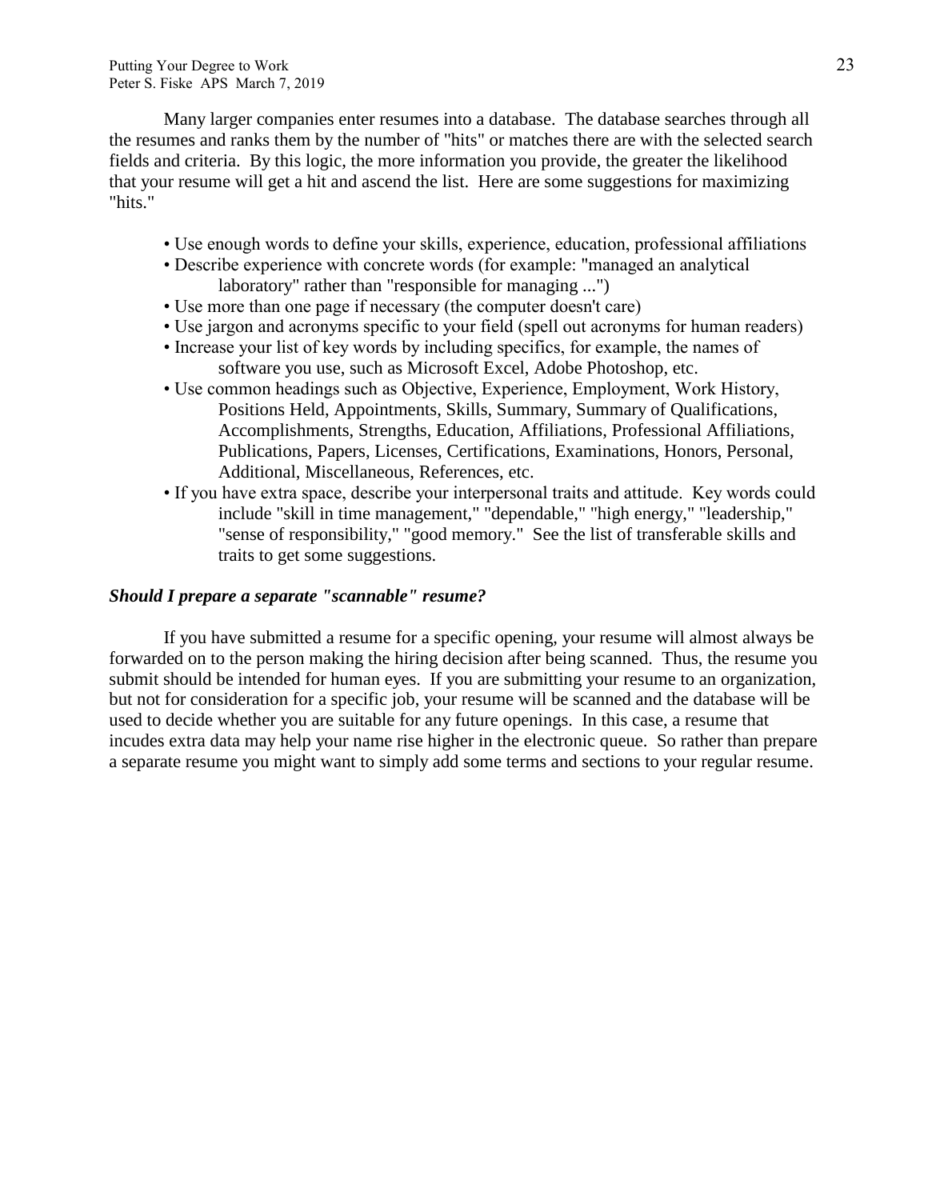Many larger companies enter resumes into a database. The database searches through all the resumes and ranks them by the number of "hits" or matches there are with the selected search fields and criteria. By this logic, the more information you provide, the greater the likelihood that your resume will get a hit and ascend the list. Here are some suggestions for maximizing "hits."

- Use enough words to define your skills, experience, education, professional affiliations
- Describe experience with concrete words (for example: "managed an analytical laboratory" rather than "responsible for managing ...")
- Use more than one page if necessary (the computer doesn't care)
- Use jargon and acronyms specific to your field (spell out acronyms for human readers)
- Increase your list of key words by including specifics, for example, the names of software you use, such as Microsoft Excel, Adobe Photoshop, etc.
- Use common headings such as Objective, Experience, Employment, Work History, Positions Held, Appointments, Skills, Summary, Summary of Qualifications, Accomplishments, Strengths, Education, Affiliations, Professional Affiliations, Publications, Papers, Licenses, Certifications, Examinations, Honors, Personal, Additional, Miscellaneous, References, etc.
- If you have extra space, describe your interpersonal traits and attitude. Key words could include "skill in time management," "dependable," "high energy," "leadership," "sense of responsibility," "good memory." See the list of transferable skills and traits to get some suggestions.

***Should I prepare a separate "scannable" resume?***

If you have submitted a resume for a specific opening, your resume will almost always be forwarded on to the person making the hiring decision after being scanned. Thus, the resume you submit should be intended for human eyes. If you are submitting your resume to an organization, but not for consideration for a specific job, your resume will be scanned and the database will be used to decide whether you are suitable for any future openings. In this case, a resume that incudes extra data may help your name rise higher in the electronic queue. So rather than prepare a separate resume you might want to simply add some terms and sections to your regular resume.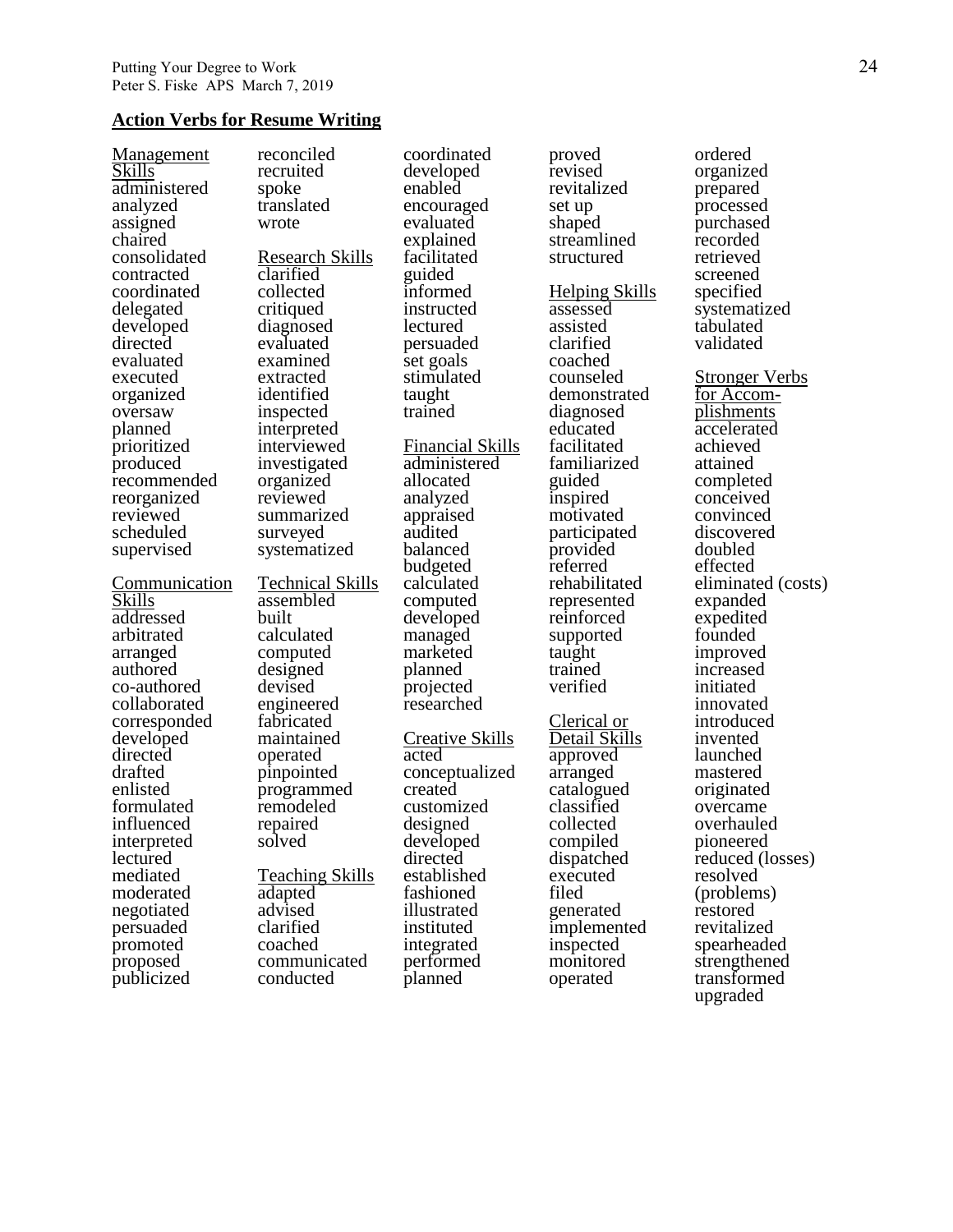## Action Verbs for Resume Writing

Management Skills
administered
analyzed
assigned
chaired
consolidated
contracted
coordinated
delegated
developed
directed
evaluated
executed
organized
oversaw
planned
prioritized
produced
recommended
reorganized
reviewed
scheduled
supervised

Communication Skills
addressed
arbitrated
arranged
authored
co-authored
collaborated
corresponded
developed
directed
drafted
enlisted
formulated
influenced
interpreted
lectured
mediated
moderated
negotiated
persuaded
promoted
proposed
publicized
reconciled
recruited
spoke
translated
wrote

Research Skills
clarified
collected
critiqued
diagnosed
evaluated
examined
extracted
identified
inspected
interpreted
interviewed
investigated
organized
reviewed
summarized
surveyed
systematized

Technical Skills
assembled
built
calculated
computed
designed
devised
engineered
fabricated
maintained
operated
pinpointed
programmed
remodeled
repaired
solved

Teaching Skills
adapted
advised
clarified
coached
communicated
conducted
coordinated
developed
enabled
encouraged
evaluated
explained
facilitated
guided
informed
instructed
lectured
persuaded
set goals
stimulated
taught
trained

Financial Skills
administered
allocated
analyzed
appraised
audited
balanced
budgeted
calculated
computed
developed
managed
marketed
planned
projected
researched

Creative Skills
acted
conceptualized
created
customized
designed
developed
directed
established
fashioned
illustrated
instituted
integrated
performed
planned
proved
revised
revitalized
set up
shaped
streamlined
structured

Helping Skills
assessed
assisted
clarified
coached
counseled
demonstrated
diagnosed
educated
facilitated
familiarized
guided
inspired
motivated
participated
provided
referred
rehabilitated
represented
reinforced
supported
taught
trained
verified

Clerical or Detail Skills
approved
arranged
catalogued
classified
collected
compiled
dispatched
executed
filed
generated
implemented
inspected
monitored
operated
ordered
organized
prepared
processed
purchased
recorded
retrieved
screened
specified
systematized
tabulated
validated

Stronger Verbs for Accomplishments
accelerated
achieved
attained
completed
conceived
convinced
discovered
doubled
effected
eliminated (costs)
expanded
expedited
founded
improved
increased
initiated
innovated
introduced
invented
launched
mastered
originated
overcame
overhauled
pioneered
reduced (losses)
resolved (problems)
restored
revitalized
spearheaded
strengthened
transformed
upgraded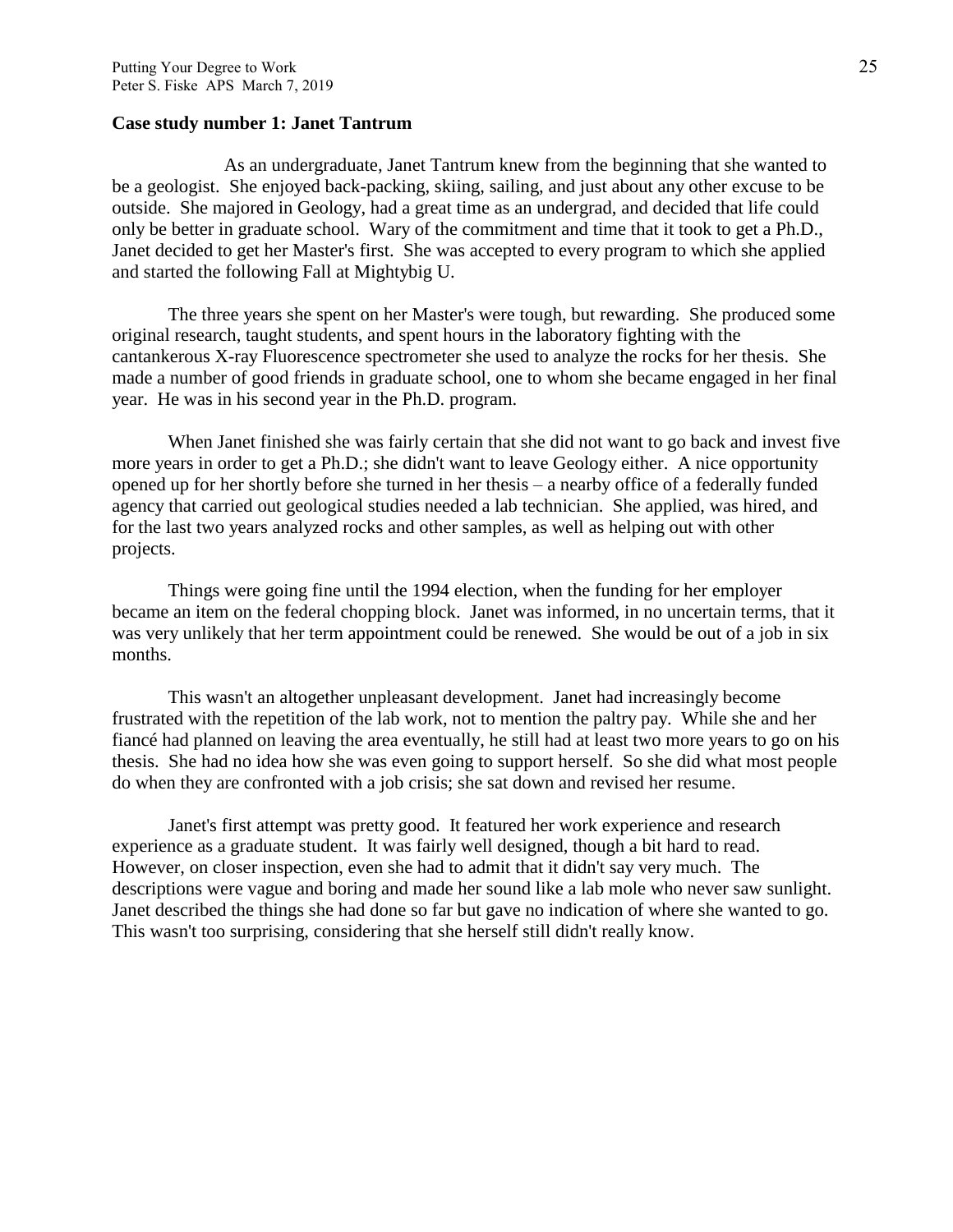**Case study number 1: Janet Tantrum**

As an undergraduate, Janet Tantrum knew from the beginning that she wanted to be a geologist. She enjoyed back-packing, skiing, sailing, and just about any other excuse to be outside. She majored in Geology, had a great time as an undergrad, and decided that life could only be better in graduate school. Wary of the commitment and time that it took to get a Ph.D., Janet decided to get her Master's first. She was accepted to every program to which she applied and started the following Fall at Mightybig U.

The three years she spent on her Master's were tough, but rewarding. She produced some original research, taught students, and spent hours in the laboratory fighting with the cantankerous X-ray Fluorescence spectrometer she used to analyze the rocks for her thesis. She made a number of good friends in graduate school, one to whom she became engaged in her final year. He was in his second year in the Ph.D. program.

When Janet finished she was fairly certain that she did not want to go back and invest five more years in order to get a Ph.D.; she didn't want to leave Geology either. A nice opportunity opened up for her shortly before she turned in her thesis – a nearby office of a federally funded agency that carried out geological studies needed a lab technician. She applied, was hired, and for the last two years analyzed rocks and other samples, as well as helping out with other projects.

Things were going fine until the 1994 election, when the funding for her employer became an item on the federal chopping block. Janet was informed, in no uncertain terms, that it was very unlikely that her term appointment could be renewed. She would be out of a job in six months.

This wasn't an altogether unpleasant development. Janet had increasingly become frustrated with the repetition of the lab work, not to mention the paltry pay. While she and her fiancé had planned on leaving the area eventually, he still had at least two more years to go on his thesis. She had no idea how she was even going to support herself. So she did what most people do when they are confronted with a job crisis; she sat down and revised her resume.

Janet's first attempt was pretty good. It featured her work experience and research experience as a graduate student. It was fairly well designed, though a bit hard to read. However, on closer inspection, even she had to admit that it didn't say very much. The descriptions were vague and boring and made her sound like a lab mole who never saw sunlight. Janet described the things she had done so far but gave no indication of where she wanted to go. This wasn't too surprising, considering that she herself still didn't really know.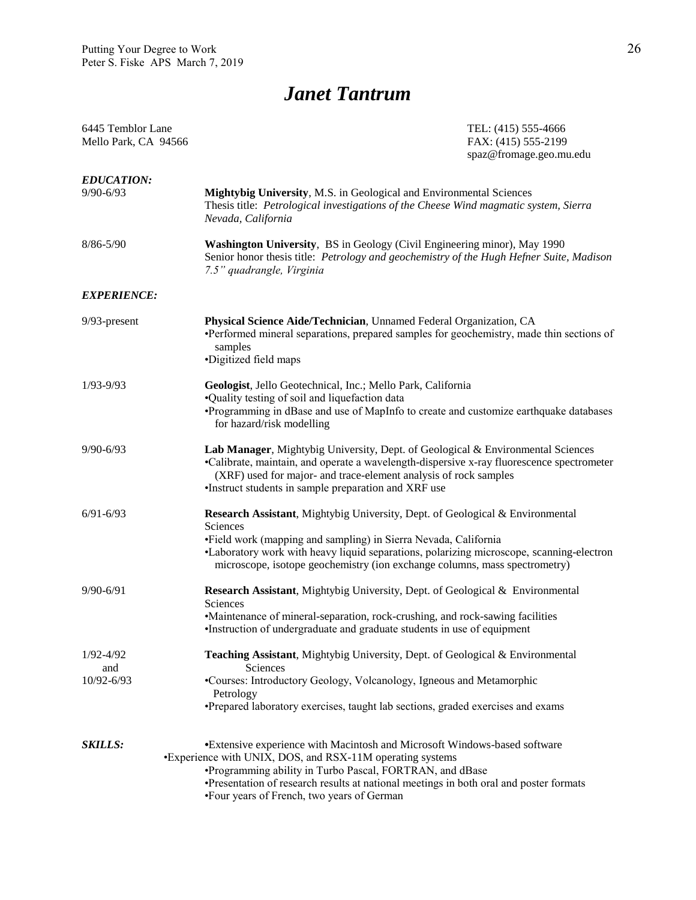# *Janet Tantrum*

6445 Temblor Lane
Mello Park, CA 94566

TEL: (415) 555-4666
FAX: (415) 555-2199
spaz@fromage.geo.mu.edu

***EDUCATION:***

9/90-6/93 — **Mightybig University**, M.S. in Geological and Environmental Sciences
Thesis title: *Petrological investigations of the Cheese Wind magmatic system, Sierra Nevada, California*

8/86-5/90 — **Washington University**, BS in Geology (Civil Engineering minor), May 1990
Senior honor thesis title: *Petrology and geochemistry of the Hugh Hefner Suite, Madison 7.5" quadrangle, Virginia*

***EXPERIENCE:***

9/93-present — **Physical Science Aide/Technician**, Unnamed Federal Organization, CA
- Performed mineral separations, prepared samples for geochemistry, made thin sections of samples
- Digitized field maps

1/93-9/93 — **Geologist**, Jello Geotechnical, Inc.; Mello Park, California
- Quality testing of soil and liquefaction data
- Programming in dBase and use of MapInfo to create and customize earthquake databases for hazard/risk modelling

9/90-6/93 — **Lab Manager**, Mightybig University, Dept. of Geological & Environmental Sciences
- Calibrate, maintain, and operate a wavelength-dispersive x-ray fluorescence spectrometer (XRF) used for major- and trace-element analysis of rock samples
- Instruct students in sample preparation and XRF use

6/91-6/93 — **Research Assistant**, Mightybig University, Dept. of Geological & Environmental Sciences
- Field work (mapping and sampling) in Sierra Nevada, California
- Laboratory work with heavy liquid separations, polarizing microscope, scanning-electron microscope, isotope geochemistry (ion exchange columns, mass spectrometry)

9/90-6/91 — **Research Assistant**, Mightybig University, Dept. of Geological & Environmental Sciences
- Maintenance of mineral-separation, rock-crushing, and rock-sawing facilities
- Instruction of undergraduate and graduate students in use of equipment

1/92-4/92 and 10/92-6/93 — **Teaching Assistant**, Mightybig University, Dept. of Geological & Environmental Sciences
- Courses: Introductory Geology, Volcanology, Igneous and Metamorphic Petrology
- Prepared laboratory exercises, taught lab sections, graded exercises and exams

***SKILLS:***
- Extensive experience with Macintosh and Microsoft Windows-based software
- Experience with UNIX, DOS, and RSX-11M operating systems
- Programming ability in Turbo Pascal, FORTRAN, and dBase
- Presentation of research results at national meetings in both oral and poster formats
- Four years of French, two years of German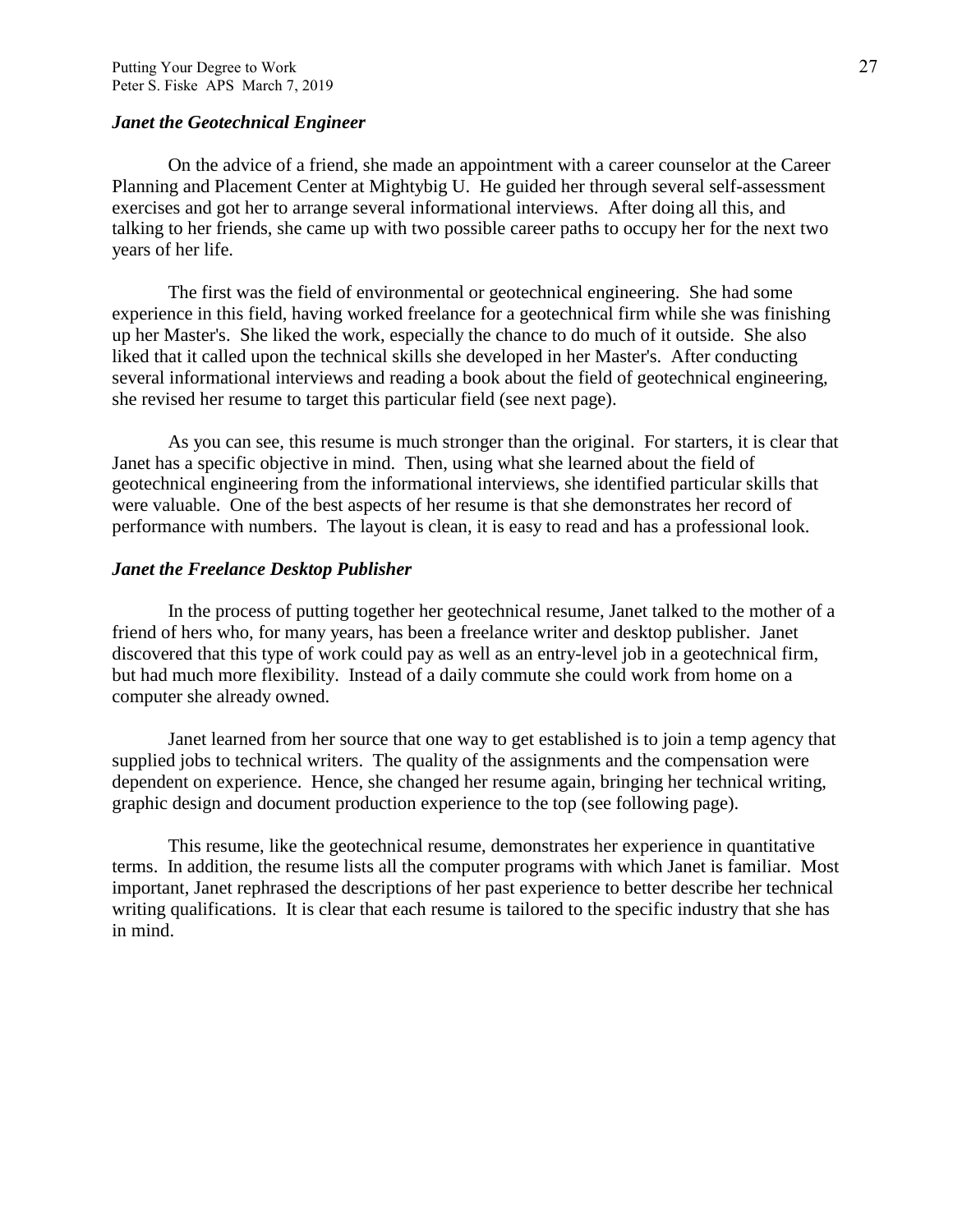### *Janet the Geotechnical Engineer*

On the advice of a friend, she made an appointment with a career counselor at the Career Planning and Placement Center at Mightybig U. He guided her through several self-assessment exercises and got her to arrange several informational interviews. After doing all this, and talking to her friends, she came up with two possible career paths to occupy her for the next two years of her life.

The first was the field of environmental or geotechnical engineering. She had some experience in this field, having worked freelance for a geotechnical firm while she was finishing up her Master's. She liked the work, especially the chance to do much of it outside. She also liked that it called upon the technical skills she developed in her Master's. After conducting several informational interviews and reading a book about the field of geotechnical engineering, she revised her resume to target this particular field (see next page).

As you can see, this resume is much stronger than the original. For starters, it is clear that Janet has a specific objective in mind. Then, using what she learned about the field of geotechnical engineering from the informational interviews, she identified particular skills that were valuable. One of the best aspects of her resume is that she demonstrates her record of performance with numbers. The layout is clean, it is easy to read and has a professional look.

### *Janet the Freelance Desktop Publisher*

In the process of putting together her geotechnical resume, Janet talked to the mother of a friend of hers who, for many years, has been a freelance writer and desktop publisher. Janet discovered that this type of work could pay as well as an entry-level job in a geotechnical firm, but had much more flexibility. Instead of a daily commute she could work from home on a computer she already owned.

Janet learned from her source that one way to get established is to join a temp agency that supplied jobs to technical writers. The quality of the assignments and the compensation were dependent on experience. Hence, she changed her resume again, bringing her technical writing, graphic design and document production experience to the top (see following page).

This resume, like the geotechnical resume, demonstrates her experience in quantitative terms. In addition, the resume lists all the computer programs with which Janet is familiar. Most important, Janet rephrased the descriptions of her past experience to better describe her technical writing qualifications. It is clear that each resume is tailored to the specific industry that she has in mind.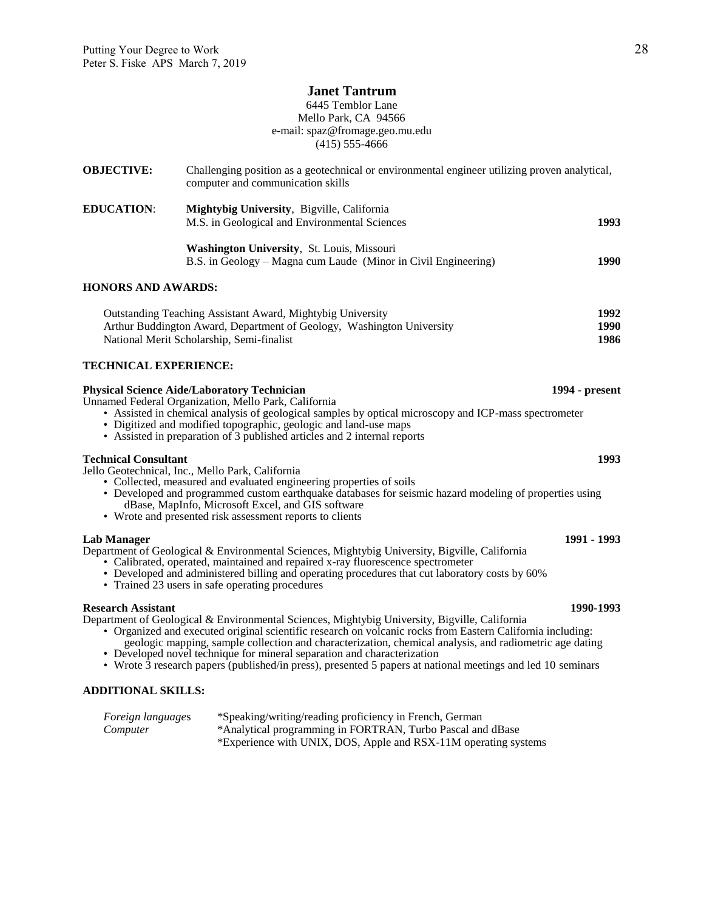# Janet Tantrum

6445 Temblor Lane
Mello Park, CA 94566
e-mail: spaz@fromage.geo.mu.edu
(415) 555-4666

**OBJECTIVE:** Challenging position as a geotechnical or environmental engineer utilizing proven analytical, computer and communication skills

**EDUCATION:**

**Mightybig University**, Bigville, California
M.S. in Geological and Environmental Sciences — **1993**

**Washington University**, St. Louis, Missouri
B.S. in Geology – Magna cum Laude (Minor in Civil Engineering) — **1990**

## HONORS AND AWARDS:

| | |
|---|---|
| Outstanding Teaching Assistant Award, Mightybig University | **1992** |
| Arthur Buddington Award, Department of Geology, Washington University | **1990** |
| National Merit Scholarship, Semi-finalist | **1986** |

## TECHNICAL EXPERIENCE:

**Physical Science Aide/Laboratory Technician** — **1994 - present**
Unnamed Federal Organization, Mello Park, California

- Assisted in chemical analysis of geological samples by optical microscopy and ICP-mass spectrometer
- Digitized and modified topographic, geologic and land-use maps
- Assisted in preparation of 3 published articles and 2 internal reports

**Technical Consultant** — **1993**
Jello Geotechnical, Inc., Mello Park, California

- Collected, measured and evaluated engineering properties of soils
- Developed and programmed custom earthquake databases for seismic hazard modeling of properties using dBase, MapInfo, Microsoft Excel, and GIS software
- Wrote and presented risk assessment reports to clients

**Lab Manager** — **1991 - 1993**
Department of Geological & Environmental Sciences, Mightybig University, Bigville, California

- Calibrated, operated, maintained and repaired x-ray fluorescence spectrometer
- Developed and administered billing and operating procedures that cut laboratory costs by 60%
- Trained 23 users in safe operating procedures

**Research Assistant** — **1990-1993**
Department of Geological & Environmental Sciences, Mightybig University, Bigville, California

- Organized and executed original scientific research on volcanic rocks from Eastern California including: geologic mapping, sample collection and characterization, chemical analysis, and radiometric age dating
- Developed novel technique for mineral separation and characterization
- Wrote 3 research papers (published/in press), presented 5 papers at national meetings and led 10 seminars

## ADDITIONAL SKILLS:

*Foreign languages* — *Speaking/writing/reading proficiency in French, German

*Computer* — *Analytical programming in FORTRAN, Turbo Pascal and dBase
*Experience with UNIX, DOS, Apple and RSX-11M operating systems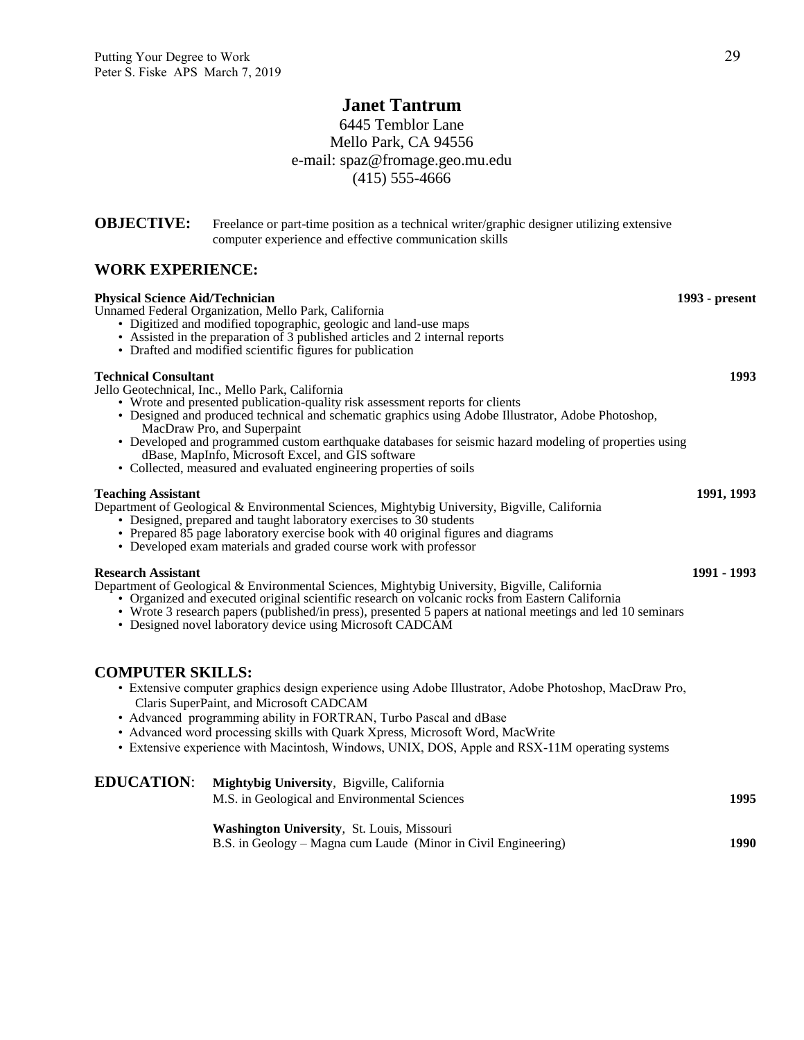# Janet Tantrum

6445 Temblor Lane
Mello Park, CA 94556
e-mail: spaz@fromage.geo.mu.edu
(415) 555-4666

**OBJECTIVE:** Freelance or part-time position as a technical writer/graphic designer utilizing extensive computer experience and effective communication skills

## WORK EXPERIENCE:

**Physical Science Aid/Technician** **1993 - present**
Unnamed Federal Organization, Mello Park, California

- Digitized and modified topographic, geologic and land-use maps
- Assisted in the preparation of 3 published articles and 2 internal reports
- Drafted and modified scientific figures for publication

**Technical Consultant** **1993**
Jello Geotechnical, Inc., Mello Park, California

- Wrote and presented publication-quality risk assessment reports for clients
- Designed and produced technical and schematic graphics using Adobe Illustrator, Adobe Photoshop, MacDraw Pro, and Superpaint
- Developed and programmed custom earthquake databases for seismic hazard modeling of properties using dBase, MapInfo, Microsoft Excel, and GIS software
- Collected, measured and evaluated engineering properties of soils

**Teaching Assistant** **1991, 1993**
Department of Geological & Environmental Sciences, Mightybig University, Bigville, California

- Designed, prepared and taught laboratory exercises to 30 students
- Prepared 85 page laboratory exercise book with 40 original figures and diagrams
- Developed exam materials and graded course work with professor

**Research Assistant** **1991 - 1993**
Department of Geological & Environmental Sciences, Mightybig University, Bigville, California

- Organized and executed original scientific research on volcanic rocks from Eastern California
- Wrote 3 research papers (published/in press), presented 5 papers at national meetings and led 10 seminars
- Designed novel laboratory device using Microsoft CADCAM

## COMPUTER SKILLS:

- Extensive computer graphics design experience using Adobe Illustrator, Adobe Photoshop, MacDraw Pro, Claris SuperPaint, and Microsoft CADCAM
- Advanced programming ability in FORTRAN, Turbo Pascal and dBase
- Advanced word processing skills with Quark Xpress, Microsoft Word, MacWrite
- Extensive experience with Macintosh, Windows, UNIX, DOS, Apple and RSX-11M operating systems

## EDUCATION:

**Mightybig University**, Bigville, California
M.S. in Geological and Environmental Sciences **1995**

**Washington University**, St. Louis, Missouri
B.S. in Geology – Magna cum Laude (Minor in Civil Engineering) **1990**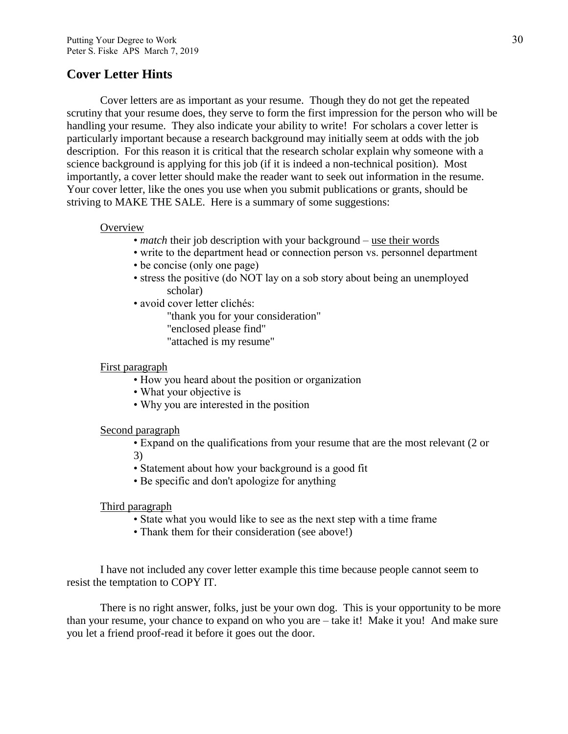## Cover Letter Hints

Cover letters are as important as your resume. Though they do not get the repeated scrutiny that your resume does, they serve to form the first impression for the person who will be handling your resume. They also indicate your ability to write! For scholars a cover letter is particularly important because a research background may initially seem at odds with the job description. For this reason it is critical that the research scholar explain why someone with a science background is applying for this job (if it is indeed a non-technical position). Most importantly, a cover letter should make the reader want to seek out information in the resume. Your cover letter, like the ones you use when you submit publications or grants, should be striving to MAKE THE SALE. Here is a summary of some suggestions:

<u>Overview</u>

- *match* their job description with your background – <u>use their words</u>
- write to the department head or connection person vs. personnel department
- be concise (only one page)
- stress the positive (do NOT lay on a sob story about being an unemployed scholar)
- avoid cover letter clichés:
  - "thank you for your consideration"
  - "enclosed please find"
  - "attached is my resume"

<u>First paragraph</u>

- How you heard about the position or organization
- What your objective is
- Why you are interested in the position

<u>Second paragraph</u>

- Expand on the qualifications from your resume that are the most relevant (2 or 3)
- Statement about how your background is a good fit
- Be specific and don't apologize for anything

<u>Third paragraph</u>

- State what you would like to see as the next step with a time frame
- Thank them for their consideration (see above!)

I have not included any cover letter example this time because people cannot seem to resist the temptation to COPY IT.

There is no right answer, folks, just be your own dog. This is your opportunity to be more than your resume, your chance to expand on who you are – take it! Make it you! And make sure you let a friend proof-read it before it goes out the door.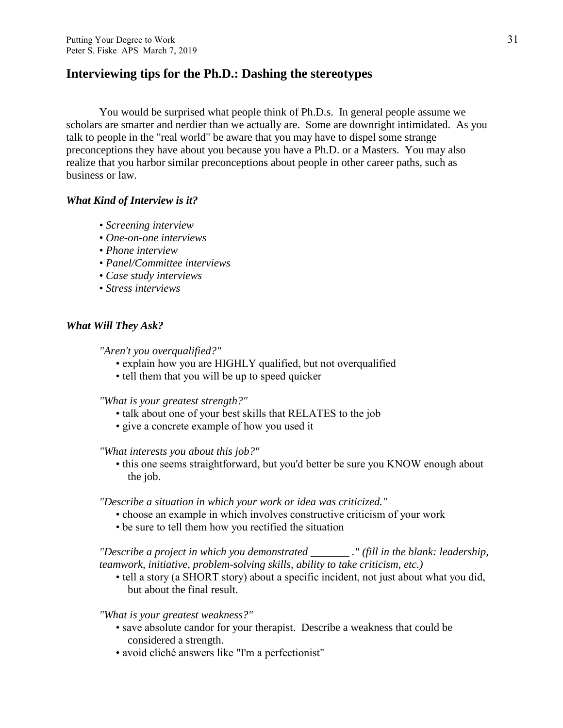## Interviewing tips for the Ph.D.: Dashing the stereotypes

You would be surprised what people think of Ph.D.s. In general people assume we scholars are smarter and nerdier than we actually are. Some are downright intimidated. As you talk to people in the "real world" be aware that you may have to dispel some strange preconceptions they have about you because you have a Ph.D. or a Masters. You may also realize that you harbor similar preconceptions about people in other career paths, such as business or law.

### *What Kind of Interview is it?*

- *Screening interview*
- *One-on-one interviews*
- *Phone interview*
- *Panel/Committee interviews*
- *Case study interviews*
- *Stress interviews*

### *What Will They Ask?*

*"Aren't you overqualified?"*

- explain how you are HIGHLY qualified, but not overqualified
- tell them that you will be up to speed quicker

*"What is your greatest strength?"*

- talk about one of your best skills that RELATES to the job
- give a concrete example of how you used it

*"What interests you about this job?"*

- this one seems straightforward, but you'd better be sure you KNOW enough about the job.

*"Describe a situation in which your work or idea was criticized."*

- choose an example in which involves constructive criticism of your work
- be sure to tell them how you rectified the situation

*"Describe a project in which you demonstrated _______ ." (fill in the blank: leadership, teamwork, initiative, problem-solving skills, ability to take criticism, etc.)*

- tell a story (a SHORT story) about a specific incident, not just about what you did, but about the final result.

*"What is your greatest weakness?"*

- save absolute candor for your therapist. Describe a weakness that could be considered a strength.
- avoid cliché answers like "I'm a perfectionist"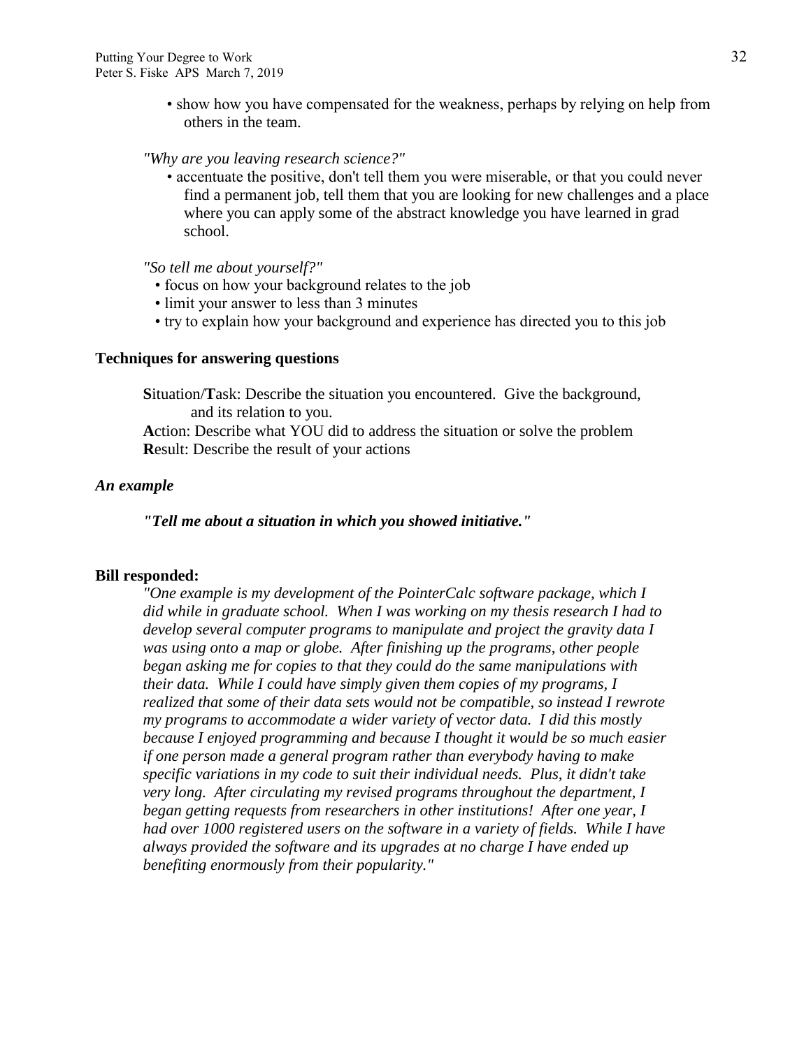- show how you have compensated for the weakness, perhaps by relying on help from others in the team.

*"Why are you leaving research science?"*

- accentuate the positive, don't tell them you were miserable, or that you could never find a permanent job, tell them that you are looking for new challenges and a place where you can apply some of the abstract knowledge you have learned in grad school.

*"So tell me about yourself?"*

- focus on how your background relates to the job
- limit your answer to less than 3 minutes
- try to explain how your background and experience has directed you to this job

**Techniques for answering questions**

**S**ituation/**T**ask: Describe the situation you encountered. Give the background, and its relation to you.
**A**ction: Describe what YOU did to address the situation or solve the problem
**R**esult: Describe the result of your actions

***An example***

***"Tell me about a situation in which you showed initiative."***

**Bill responded:**

*"One example is my development of the PointerCalc software package, which I did while in graduate school. When I was working on my thesis research I had to develop several computer programs to manipulate and project the gravity data I was using onto a map or globe. After finishing up the programs, other people began asking me for copies to that they could do the same manipulations with their data. While I could have simply given them copies of my programs, I realized that some of their data sets would not be compatible, so instead I rewrote my programs to accommodate a wider variety of vector data. I did this mostly because I enjoyed programming and because I thought it would be so much easier if one person made a general program rather than everybody having to make specific variations in my code to suit their individual needs. Plus, it didn't take very long. After circulating my revised programs throughout the department, I began getting requests from researchers in other institutions! After one year, I had over 1000 registered users on the software in a variety of fields. While I have always provided the software and its upgrades at no charge I have ended up benefiting enormously from their popularity."*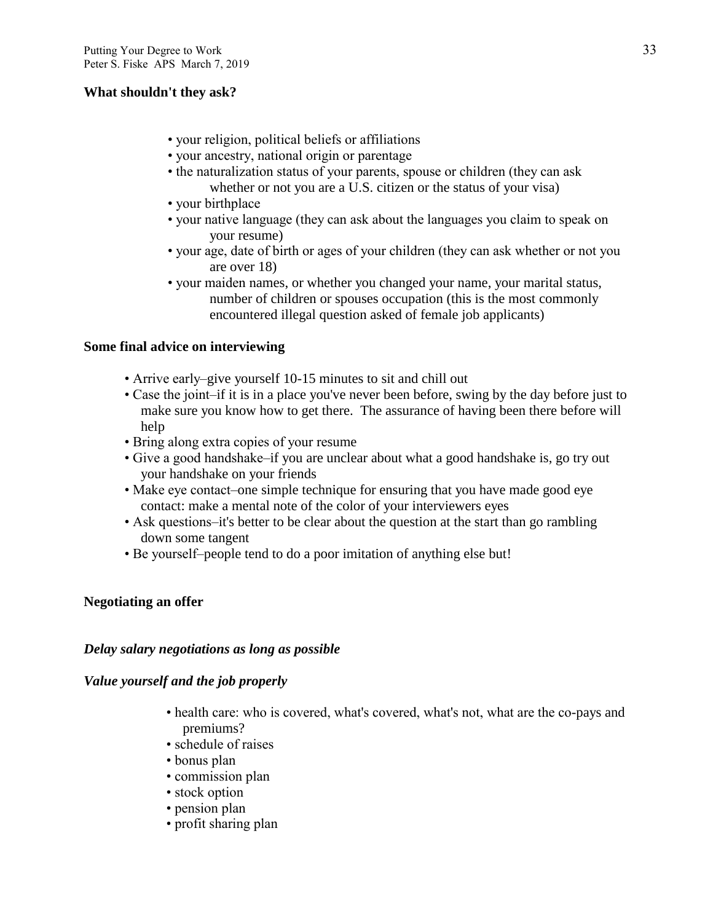**What shouldn't they ask?**

- your religion, political beliefs or affiliations
- your ancestry, national origin or parentage
- the naturalization status of your parents, spouse or children (they can ask whether or not you are a U.S. citizen or the status of your visa)
- your birthplace
- your native language (they can ask about the languages you claim to speak on your resume)
- your age, date of birth or ages of your children (they can ask whether or not you are over 18)
- your maiden names, or whether you changed your name, your marital status, number of children or spouses occupation (this is the most commonly encountered illegal question asked of female job applicants)

**Some final advice on interviewing**

- Arrive early–give yourself 10-15 minutes to sit and chill out
- Case the joint–if it is in a place you've never been before, swing by the day before just to make sure you know how to get there. The assurance of having been there before will help
- Bring along extra copies of your resume
- Give a good handshake–if you are unclear about what a good handshake is, go try out your handshake on your friends
- Make eye contact–one simple technique for ensuring that you have made good eye contact: make a mental note of the color of your interviewers eyes
- Ask questions–it's better to be clear about the question at the start than go rambling down some tangent
- Be yourself–people tend to do a poor imitation of anything else but!

**Negotiating an offer**

***Delay salary negotiations as long as possible***

***Value yourself and the job properly***

- health care: who is covered, what's covered, what's not, what are the co-pays and premiums?
- schedule of raises
- bonus plan
- commission plan
- stock option
- pension plan
- profit sharing plan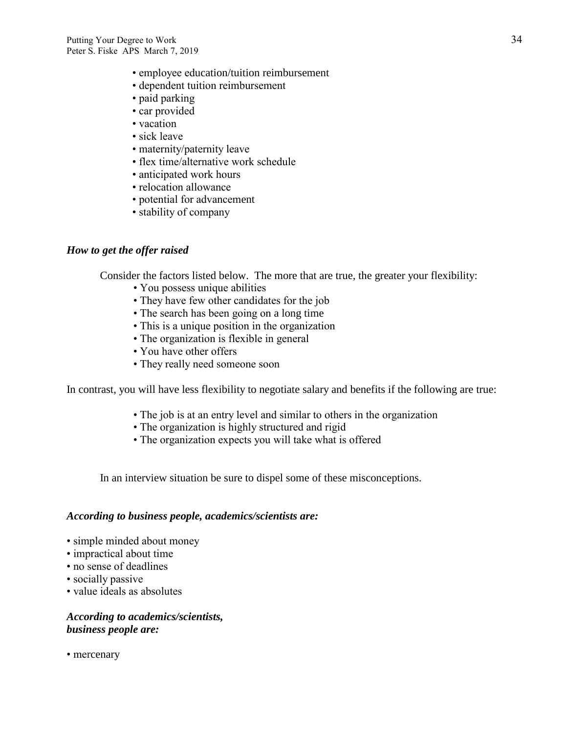- employee education/tuition reimbursement
- dependent tuition reimbursement
- paid parking
- car provided
- vacation
- sick leave
- maternity/paternity leave
- flex time/alternative work schedule
- anticipated work hours
- relocation allowance
- potential for advancement
- stability of company

***How to get the offer raised***

Consider the factors listed below. The more that are true, the greater your flexibility:

- You possess unique abilities
- They have few other candidates for the job
- The search has been going on a long time
- This is a unique position in the organization
- The organization is flexible in general
- You have other offers
- They really need someone soon

In contrast, you will have less flexibility to negotiate salary and benefits if the following are true:

- The job is at an entry level and similar to others in the organization
- The organization is highly structured and rigid
- The organization expects you will take what is offered

In an interview situation be sure to dispel some of these misconceptions.

***According to business people, academics/scientists are:***

- simple minded about money
- impractical about time
- no sense of deadlines
- socially passive
- value ideals as absolutes

***According to academics/scientists, business people are:***

- mercenary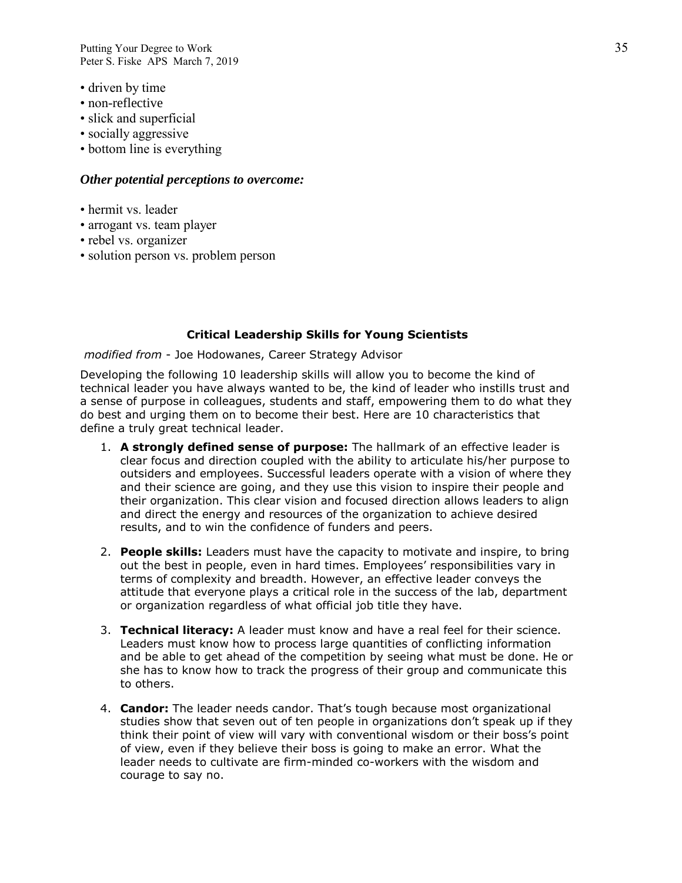- driven by time
- non-reflective
- slick and superficial
- socially aggressive
- bottom line is everything

### *Other potential perceptions to overcome:*

- hermit vs. leader
- arrogant vs. team player
- rebel vs. organizer
- solution person vs. problem person

## Critical Leadership Skills for Young Scientists

*modified from* - Joe Hodowanes, Career Strategy Advisor

Developing the following 10 leadership skills will allow you to become the kind of technical leader you have always wanted to be, the kind of leader who instills trust and a sense of purpose in colleagues, students and staff, empowering them to do what they do best and urging them on to become their best. Here are 10 characteristics that define a truly great technical leader.

1. **A strongly defined sense of purpose:** The hallmark of an effective leader is clear focus and direction coupled with the ability to articulate his/her purpose to outsiders and employees. Successful leaders operate with a vision of where they and their science are going, and they use this vision to inspire their people and their organization. This clear vision and focused direction allows leaders to align and direct the energy and resources of the organization to achieve desired results, and to win the confidence of funders and peers.

2. **People skills:** Leaders must have the capacity to motivate and inspire, to bring out the best in people, even in hard times. Employees' responsibilities vary in terms of complexity and breadth. However, an effective leader conveys the attitude that everyone plays a critical role in the success of the lab, department or organization regardless of what official job title they have.

3. **Technical literacy:** A leader must know and have a real feel for their science. Leaders must know how to process large quantities of conflicting information and be able to get ahead of the competition by seeing what must be done. He or she has to know how to track the progress of their group and communicate this to others.

4. **Candor:** The leader needs candor. That's tough because most organizational studies show that seven out of ten people in organizations don't speak up if they think their point of view will vary with conventional wisdom or their boss's point of view, even if they believe their boss is going to make an error. What the leader needs to cultivate are firm-minded co-workers with the wisdom and courage to say no.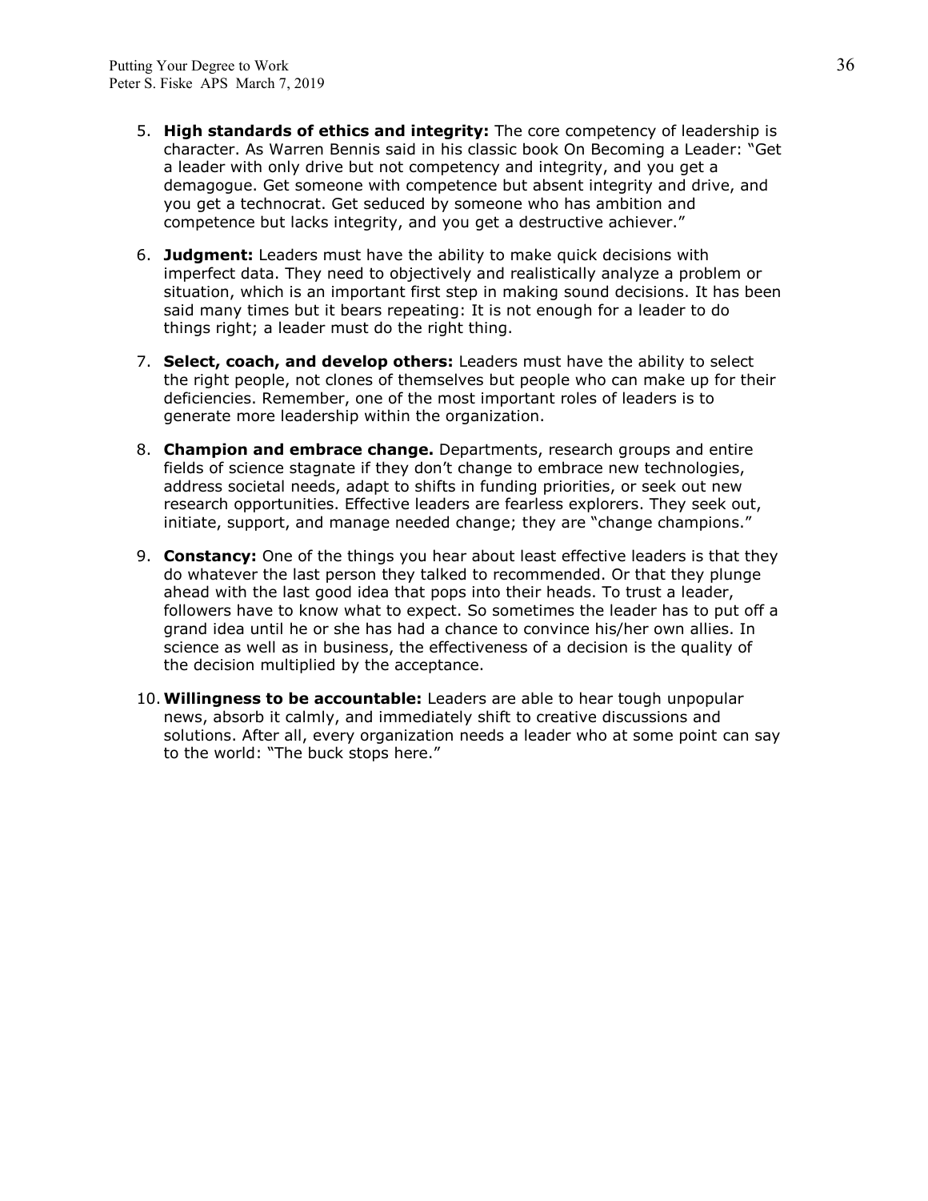5. **High standards of ethics and integrity:** The core competency of leadership is character. As Warren Bennis said in his classic book On Becoming a Leader: "Get a leader with only drive but not competency and integrity, and you get a demagogue. Get someone with competence but absent integrity and drive, and you get a technocrat. Get seduced by someone who has ambition and competence but lacks integrity, and you get a destructive achiever."

6. **Judgment:** Leaders must have the ability to make quick decisions with imperfect data. They need to objectively and realistically analyze a problem or situation, which is an important first step in making sound decisions. It has been said many times but it bears repeating: It is not enough for a leader to do things right; a leader must do the right thing.

7. **Select, coach, and develop others:** Leaders must have the ability to select the right people, not clones of themselves but people who can make up for their deficiencies. Remember, one of the most important roles of leaders is to generate more leadership within the organization.

8. **Champion and embrace change.** Departments, research groups and entire fields of science stagnate if they don't change to embrace new technologies, address societal needs, adapt to shifts in funding priorities, or seek out new research opportunities. Effective leaders are fearless explorers. They seek out, initiate, support, and manage needed change; they are "change champions."

9. **Constancy:** One of the things you hear about least effective leaders is that they do whatever the last person they talked to recommended. Or that they plunge ahead with the last good idea that pops into their heads. To trust a leader, followers have to know what to expect. So sometimes the leader has to put off a grand idea until he or she has had a chance to convince his/her own allies. In science as well as in business, the effectiveness of a decision is the quality of the decision multiplied by the acceptance.

10. **Willingness to be accountable:** Leaders are able to hear tough unpopular news, absorb it calmly, and immediately shift to creative discussions and solutions. After all, every organization needs a leader who at some point can say to the world: "The buck stops here."